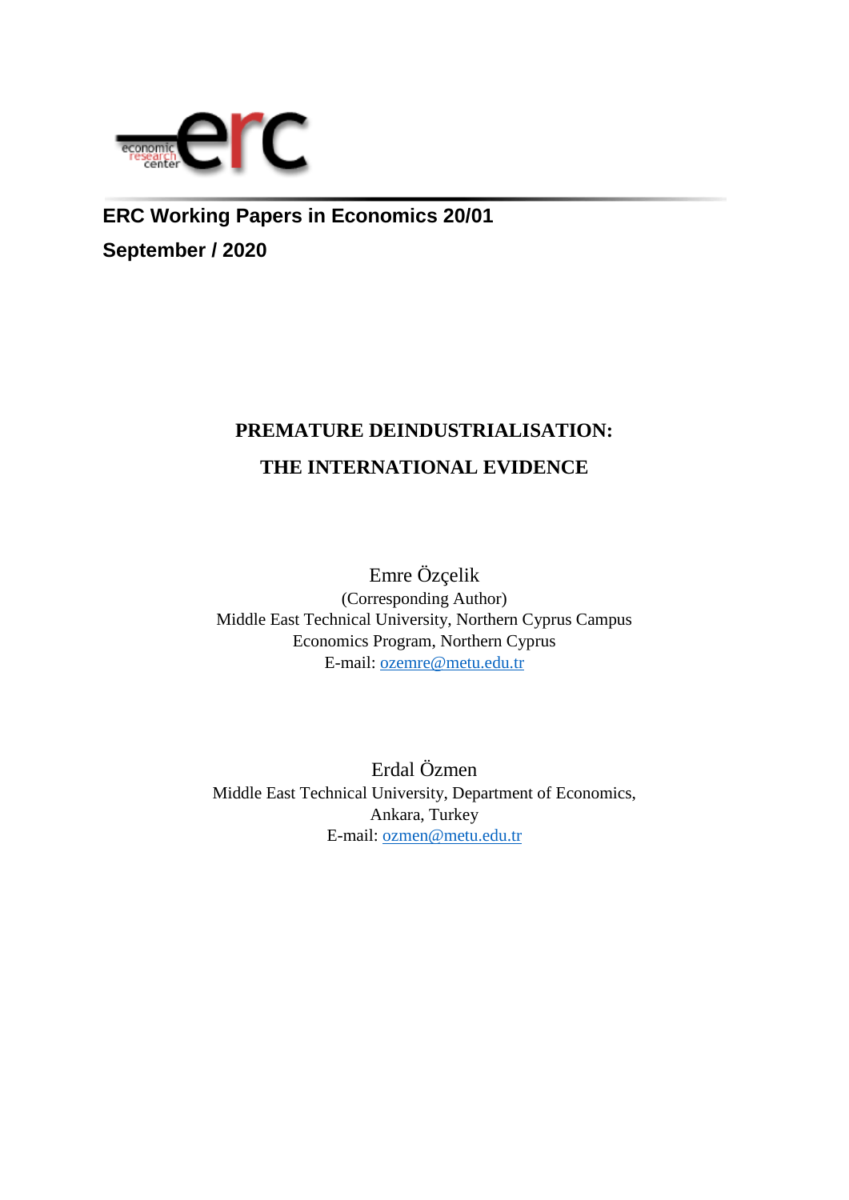**ERC Working Papers in Economics 20/01**

**September / 2020**

# PREMATURE DEINDUSTRIALISATION: THE INTERNATIONAL EVIDENCE

Emre Özçelik
(Corresponding Author)
Middle East Technical University, Northern Cyprus Campus
Economics Program, Northern Cyprus
E-mail: ozemre@metu.edu.tr

Erdal Özmen
Middle East Technical University, Department of Economics,
Ankara, Turkey
E-mail: ozmen@metu.edu.tr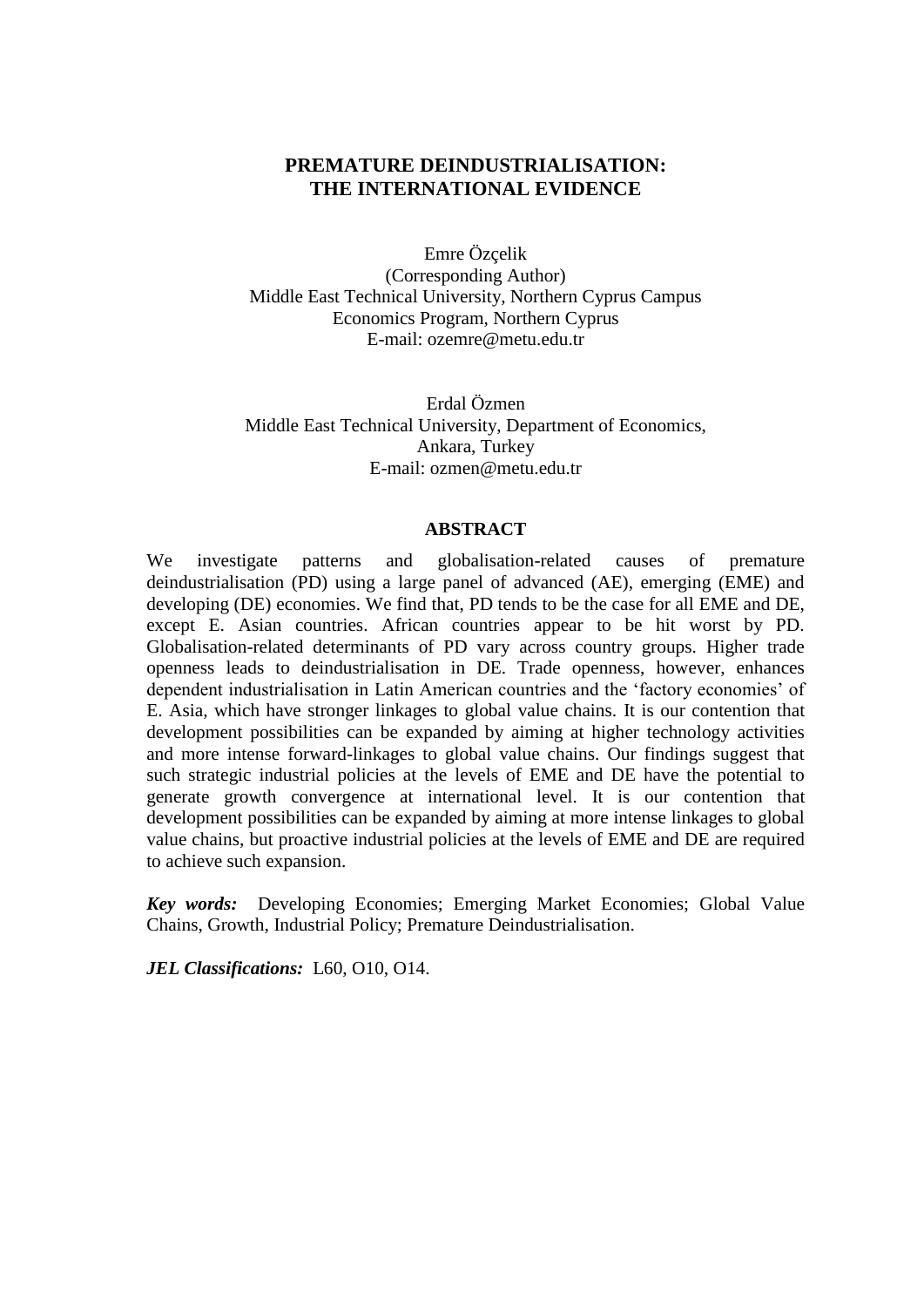# PREMATURE DEINDUSTRIALISATION: THE INTERNATIONAL EVIDENCE

Emre Özçelik  
(Corresponding Author)  
Middle East Technical University, Northern Cyprus Campus  
Economics Program, Northern Cyprus  
E-mail: ozemre@metu.edu.tr

Erdal Özmen  
Middle East Technical University, Department of Economics,  
Ankara, Turkey  
E-mail: ozmen@metu.edu.tr

## ABSTRACT

We investigate patterns and globalisation-related causes of premature deindustrialisation (PD) using a large panel of advanced (AE), emerging (EME) and developing (DE) economies. We find that, PD tends to be the case for all EME and DE, except E. Asian countries. African countries appear to be hit worst by PD. Globalisation-related determinants of PD vary across country groups. Higher trade openness leads to deindustrialisation in DE. Trade openness, however, enhances dependent industrialisation in Latin American countries and the 'factory economies' of E. Asia, which have stronger linkages to global value chains. It is our contention that development possibilities can be expanded by aiming at higher technology activities and more intense forward-linkages to global value chains. Our findings suggest that such strategic industrial policies at the levels of EME and DE have the potential to generate growth convergence at international level. It is our contention that development possibilities can be expanded by aiming at more intense linkages to global value chains, but proactive industrial policies at the levels of EME and DE are required to achieve such expansion.

***Key words:*** Developing Economies; Emerging Market Economies; Global Value Chains, Growth, Industrial Policy; Premature Deindustrialisation.

***JEL Classifications:*** L60, O10, O14.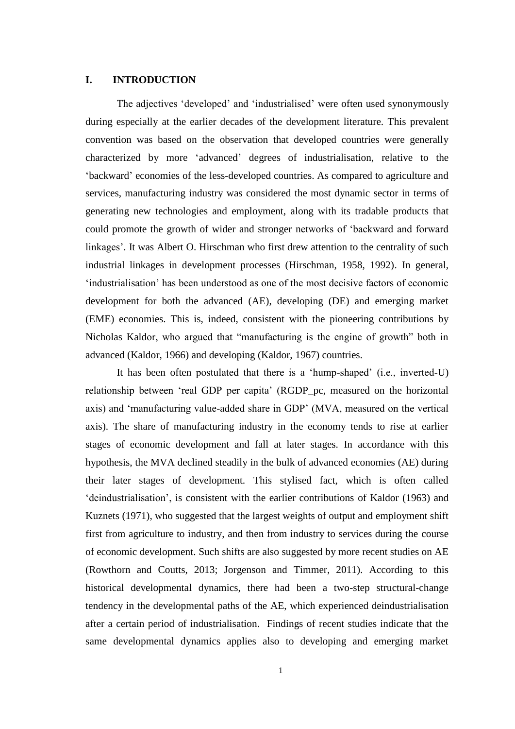## I. INTRODUCTION

The adjectives 'developed' and 'industrialised' were often used synonymously during especially at the earlier decades of the development literature. This prevalent convention was based on the observation that developed countries were generally characterized by more 'advanced' degrees of industrialisation, relative to the 'backward' economies of the less-developed countries. As compared to agriculture and services, manufacturing industry was considered the most dynamic sector in terms of generating new technologies and employment, along with its tradable products that could promote the growth of wider and stronger networks of 'backward and forward linkages'. It was Albert O. Hirschman who first drew attention to the centrality of such industrial linkages in development processes (Hirschman, 1958, 1992). In general, 'industrialisation' has been understood as one of the most decisive factors of economic development for both the advanced (AE), developing (DE) and emerging market (EME) economies. This is, indeed, consistent with the pioneering contributions by Nicholas Kaldor, who argued that "manufacturing is the engine of growth" both in advanced (Kaldor, 1966) and developing (Kaldor, 1967) countries.

It has been often postulated that there is a 'hump-shaped' (i.e., inverted-U) relationship between 'real GDP per capita' (RGDP_pc, measured on the horizontal axis) and 'manufacturing value-added share in GDP' (MVA, measured on the vertical axis). The share of manufacturing industry in the economy tends to rise at earlier stages of economic development and fall at later stages. In accordance with this hypothesis, the MVA declined steadily in the bulk of advanced economies (AE) during their later stages of development. This stylised fact, which is often called 'deindustrialisation', is consistent with the earlier contributions of Kaldor (1963) and Kuznets (1971), who suggested that the largest weights of output and employment shift first from agriculture to industry, and then from industry to services during the course of economic development. Such shifts are also suggested by more recent studies on AE (Rowthorn and Coutts, 2013; Jorgenson and Timmer, 2011). According to this historical developmental dynamics, there had been a two-step structural-change tendency in the developmental paths of the AE, which experienced deindustrialisation after a certain period of industrialisation. Findings of recent studies indicate that the same developmental dynamics applies also to developing and emerging market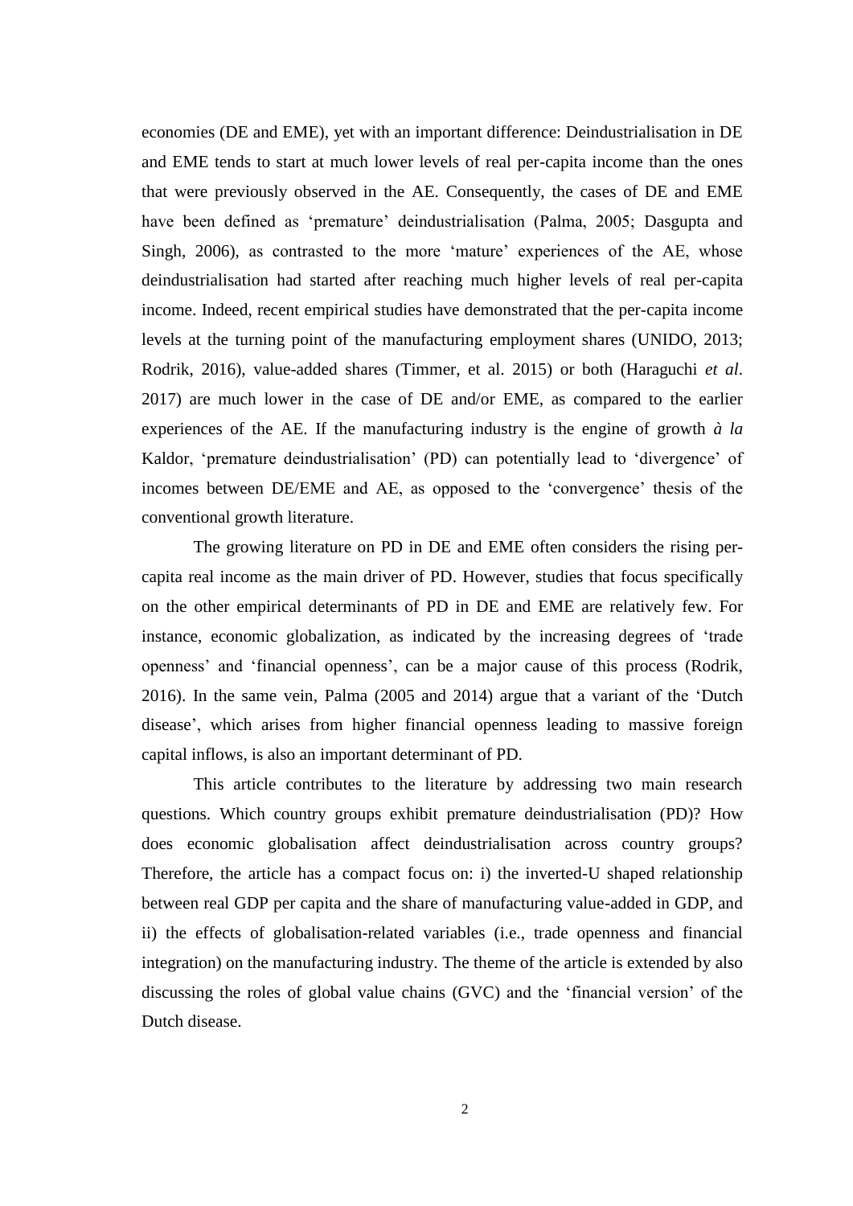economies (DE and EME), yet with an important difference: Deindustrialisation in DE and EME tends to start at much lower levels of real per-capita income than the ones that were previously observed in the AE. Consequently, the cases of DE and EME have been defined as 'premature' deindustrialisation (Palma, 2005; Dasgupta and Singh, 2006), as contrasted to the more 'mature' experiences of the AE, whose deindustrialisation had started after reaching much higher levels of real per-capita income. Indeed, recent empirical studies have demonstrated that the per-capita income levels at the turning point of the manufacturing employment shares (UNIDO, 2013; Rodrik, 2016), value-added shares (Timmer, et al. 2015) or both (Haraguchi *et al*. 2017) are much lower in the case of DE and/or EME, as compared to the earlier experiences of the AE. If the manufacturing industry is the engine of growth *à la* Kaldor, 'premature deindustrialisation' (PD) can potentially lead to 'divergence' of incomes between DE/EME and AE, as opposed to the 'convergence' thesis of the conventional growth literature.

The growing literature on PD in DE and EME often considers the rising per-capita real income as the main driver of PD. However, studies that focus specifically on the other empirical determinants of PD in DE and EME are relatively few. For instance, economic globalization, as indicated by the increasing degrees of 'trade openness' and 'financial openness', can be a major cause of this process (Rodrik, 2016). In the same vein, Palma (2005 and 2014) argue that a variant of the 'Dutch disease', which arises from higher financial openness leading to massive foreign capital inflows, is also an important determinant of PD.

This article contributes to the literature by addressing two main research questions. Which country groups exhibit premature deindustrialisation (PD)? How does economic globalisation affect deindustrialisation across country groups? Therefore, the article has a compact focus on: i) the inverted-U shaped relationship between real GDP per capita and the share of manufacturing value-added in GDP, and ii) the effects of globalisation-related variables (i.e., trade openness and financial integration) on the manufacturing industry. The theme of the article is extended by also discussing the roles of global value chains (GVC) and the 'financial version' of the Dutch disease.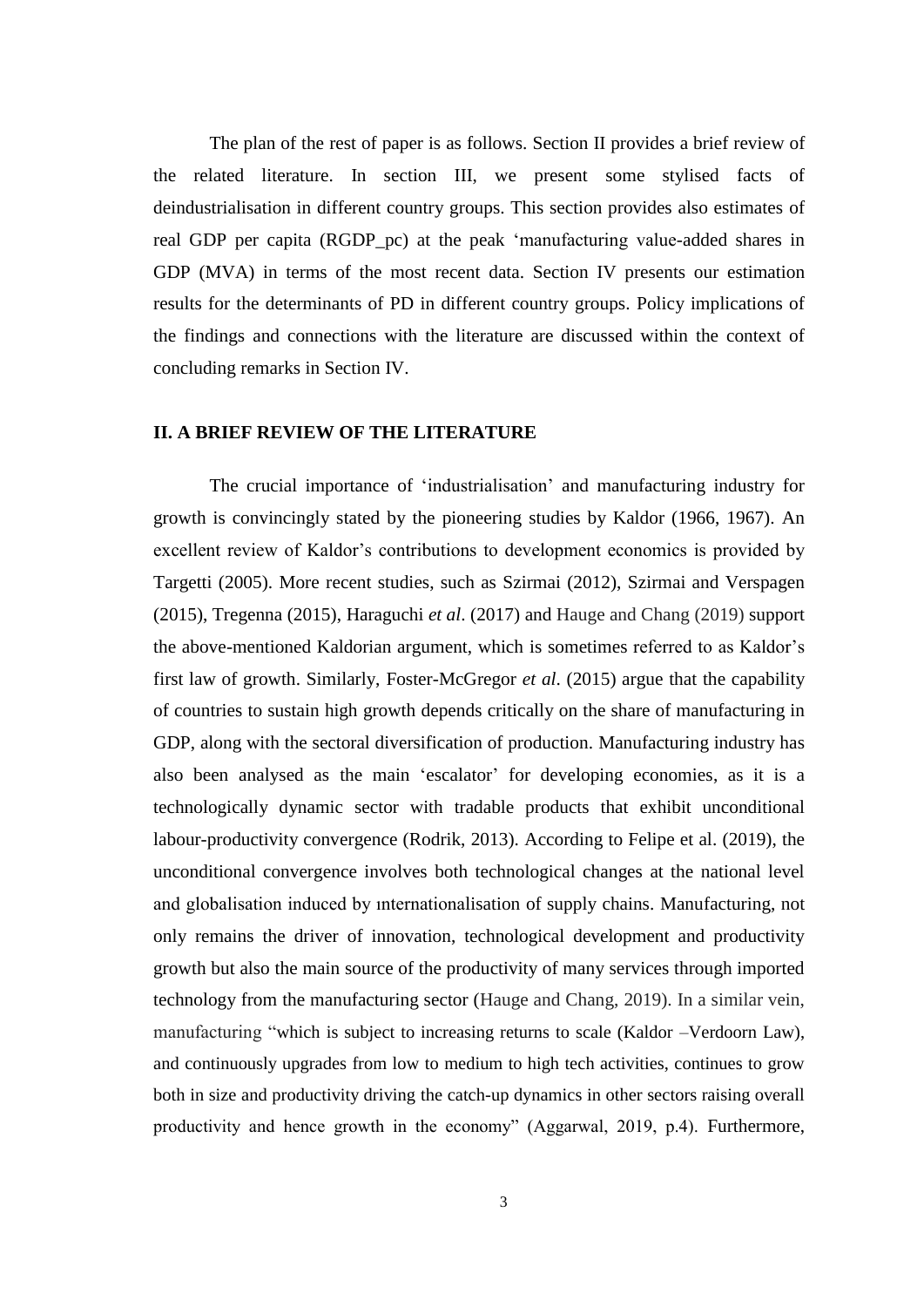The plan of the rest of paper is as follows. Section II provides a brief review of the related literature. In section III, we present some stylised facts of deindustrialisation in different country groups. This section provides also estimates of real GDP per capita (RGDP_pc) at the peak 'manufacturing value-added shares in GDP (MVA) in terms of the most recent data. Section IV presents our estimation results for the determinants of PD in different country groups. Policy implications of the findings and connections with the literature are discussed within the context of concluding remarks in Section IV.

## II. A BRIEF REVIEW OF THE LITERATURE

The crucial importance of 'industrialisation' and manufacturing industry for growth is convincingly stated by the pioneering studies by Kaldor (1966, 1967). An excellent review of Kaldor's contributions to development economics is provided by Targetti (2005). More recent studies, such as Szirmai (2012), Szirmai and Verspagen (2015), Tregenna (2015), Haraguchi *et al*. (2017) and Hauge and Chang (2019) support the above-mentioned Kaldorian argument, which is sometimes referred to as Kaldor's first law of growth. Similarly, Foster-McGregor *et al*. (2015) argue that the capability of countries to sustain high growth depends critically on the share of manufacturing in GDP, along with the sectoral diversification of production. Manufacturing industry has also been analysed as the main 'escalator' for developing economies, as it is a technologically dynamic sector with tradable products that exhibit unconditional labour-productivity convergence (Rodrik, 2013). According to Felipe et al. (2019), the unconditional convergence involves both technological changes at the national level and globalisation induced by ınternationalisation of supply chains. Manufacturing, not only remains the driver of innovation, technological development and productivity growth but also the main source of the productivity of many services through imported technology from the manufacturing sector (Hauge and Chang, 2019). In a similar vein, manufacturing "which is subject to increasing returns to scale (Kaldor –Verdoorn Law), and continuously upgrades from low to medium to high tech activities, continues to grow both in size and productivity driving the catch-up dynamics in other sectors raising overall productivity and hence growth in the economy" (Aggarwal, 2019, p.4). Furthermore,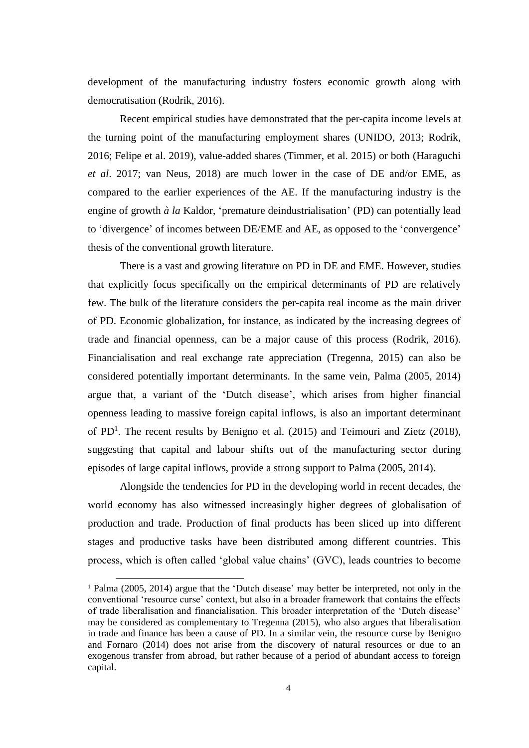development of the manufacturing industry fosters economic growth along with democratisation (Rodrik, 2016).

Recent empirical studies have demonstrated that the per-capita income levels at the turning point of the manufacturing employment shares (UNIDO, 2013; Rodrik, 2016; Felipe et al. 2019), value-added shares (Timmer, et al. 2015) or both (Haraguchi *et al*. 2017; van Neus, 2018) are much lower in the case of DE and/or EME, as compared to the earlier experiences of the AE. If the manufacturing industry is the engine of growth *à la* Kaldor, 'premature deindustrialisation' (PD) can potentially lead to 'divergence' of incomes between DE/EME and AE, as opposed to the 'convergence' thesis of the conventional growth literature.

There is a vast and growing literature on PD in DE and EME. However, studies that explicitly focus specifically on the empirical determinants of PD are relatively few. The bulk of the literature considers the per-capita real income as the main driver of PD. Economic globalization, for instance, as indicated by the increasing degrees of trade and financial openness, can be a major cause of this process (Rodrik, 2016). Financialisation and real exchange rate appreciation (Tregenna, 2015) can also be considered potentially important determinants. In the same vein, Palma (2005, 2014) argue that, a variant of the 'Dutch disease', which arises from higher financial openness leading to massive foreign capital inflows, is also an important determinant of PD[1]. The recent results by Benigno et al. (2015) and Teimouri and Zietz (2018), suggesting that capital and labour shifts out of the manufacturing sector during episodes of large capital inflows, provide a strong support to Palma (2005, 2014).

Alongside the tendencies for PD in the developing world in recent decades, the world economy has also witnessed increasingly higher degrees of globalisation of production and trade. Production of final products has been sliced up into different stages and productive tasks have been distributed among different countries. This process, which is often called 'global value chains' (GVC), leads countries to become

[1] Palma (2005, 2014) argue that the 'Dutch disease' may better be interpreted, not only in the conventional 'resource curse' context, but also in a broader framework that contains the effects of trade liberalisation and financialisation. This broader interpretation of the 'Dutch disease' may be considered as complementary to Tregenna (2015), who also argues that liberalisation in trade and finance has been a cause of PD. In a similar vein, the resource curse by Benigno and Fornaro (2014) does not arise from the discovery of natural resources or due to an exogenous transfer from abroad, but rather because of a period of abundant access to foreign capital.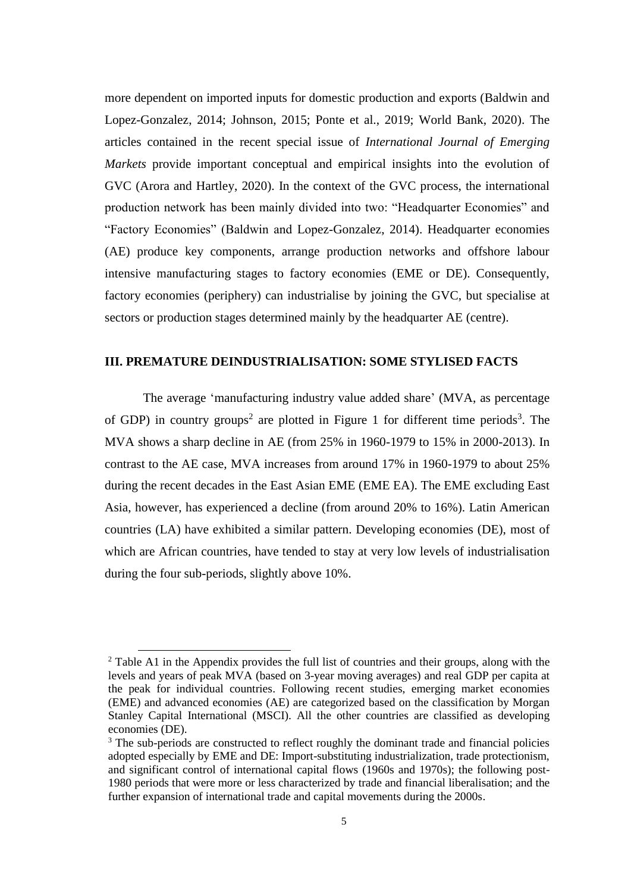more dependent on imported inputs for domestic production and exports (Baldwin and Lopez-Gonzalez, 2014; Johnson, 2015; Ponte et al., 2019; World Bank, 2020). The articles contained in the recent special issue of *International Journal of Emerging Markets* provide important conceptual and empirical insights into the evolution of GVC (Arora and Hartley, 2020). In the context of the GVC process, the international production network has been mainly divided into two: "Headquarter Economies" and "Factory Economies" (Baldwin and Lopez-Gonzalez, 2014). Headquarter economies (AE) produce key components, arrange production networks and offshore labour intensive manufacturing stages to factory economies (EME or DE). Consequently, factory economies (periphery) can industrialise by joining the GVC, but specialise at sectors or production stages determined mainly by the headquarter AE (centre).

## III. PREMATURE DEINDUSTRIALISATION: SOME STYLISED FACTS

The average 'manufacturing industry value added share' (MVA, as percentage of GDP) in country groups[2] are plotted in Figure 1 for different time periods[3]. The MVA shows a sharp decline in AE (from 25% in 1960-1979 to 15% in 2000-2013). In contrast to the AE case, MVA increases from around 17% in 1960-1979 to about 25% during the recent decades in the East Asian EME (EME EA). The EME excluding East Asia, however, has experienced a decline (from around 20% to 16%). Latin American countries (LA) have exhibited a similar pattern. Developing economies (DE), most of which are African countries, have tended to stay at very low levels of industrialisation during the four sub-periods, slightly above 10%.

---

[2] Table A1 in the Appendix provides the full list of countries and their groups, along with the levels and years of peak MVA (based on 3-year moving averages) and real GDP per capita at the peak for individual countries. Following recent studies, emerging market economies (EME) and advanced economies (AE) are categorized based on the classification by Morgan Stanley Capital International (MSCI). All the other countries are classified as developing economies (DE).

[3] The sub-periods are constructed to reflect roughly the dominant trade and financial policies adopted especially by EME and DE: Import-substituting industrialization, trade protectionism, and significant control of international capital flows (1960s and 1970s); the following post-1980 periods that were more or less characterized by trade and financial liberalisation; and the further expansion of international trade and capital movements during the 2000s.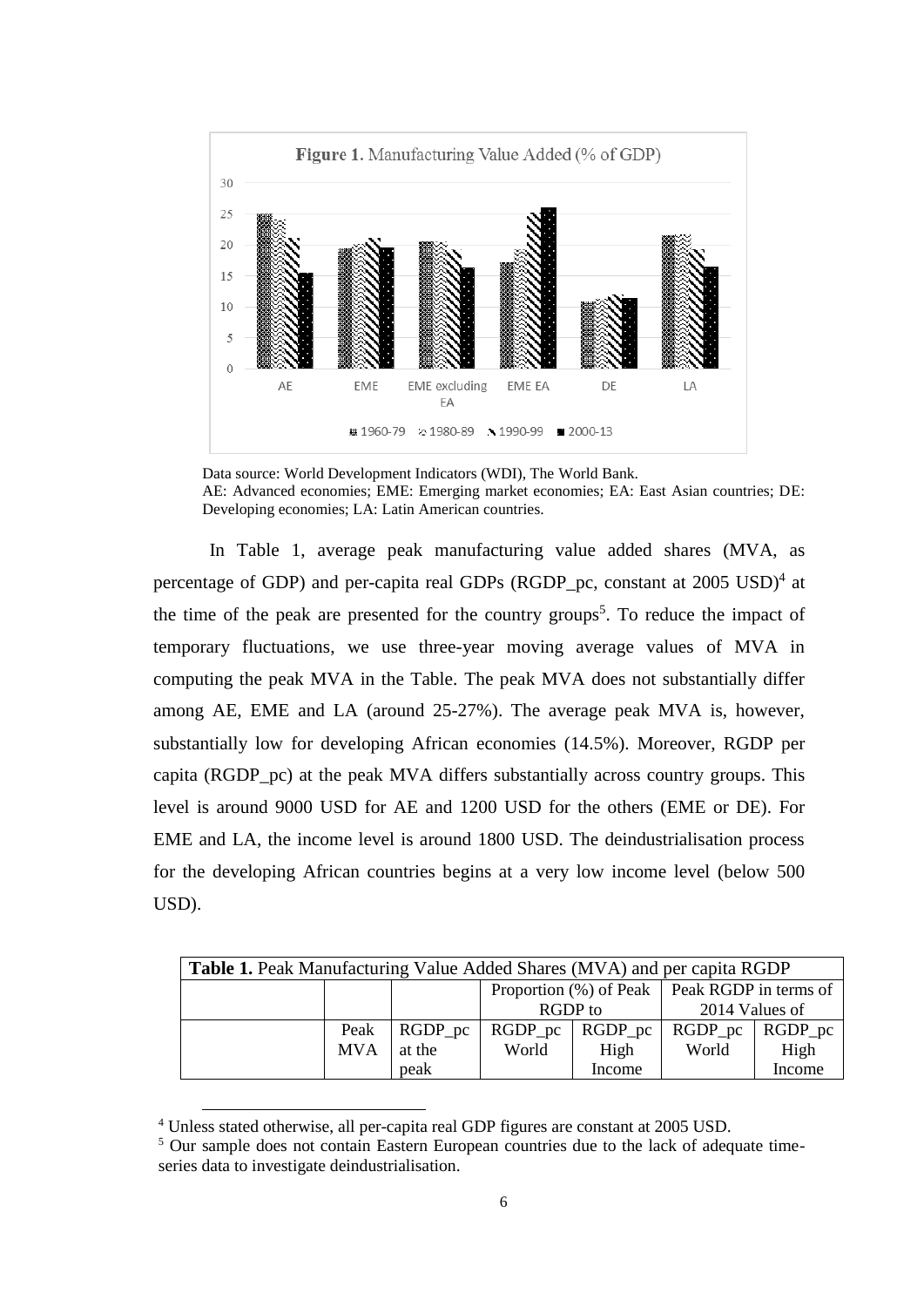**Figure 1.** Manufacturing Value Added (% of GDP)

Data source: World Development Indicators (WDI), The World Bank.
AE: Advanced economies; EME: Emerging market economies; EA: East Asian countries; DE: Developing economies; LA: Latin American countries.

In Table 1, average peak manufacturing value added shares (MVA, as percentage of GDP) and per-capita real GDPs (RGDP_pc, constant at 2005 USD)[4] at the time of the peak are presented for the country groups[5]. To reduce the impact of temporary fluctuations, we use three-year moving average values of MVA in computing the peak MVA in the Table. The peak MVA does not substantially differ among AE, EME and LA (around 25-27%). The average peak MVA is, however, substantially low for developing African economies (14.5%). Moreover, RGDP per capita (RGDP_pc) at the peak MVA differs substantially across country groups. This level is around 9000 USD for AE and 1200 USD for the others (EME or DE). For EME and LA, the income level is around 1800 USD. The deindustrialisation process for the developing African countries begins at a very low income level (below 500 USD).

| **Table 1.** Peak Manufacturing Value Added Shares (MVA) and per capita RGDP | | | | | | |
|---|---|---|---|---|---|---|
| | | | Proportion (%) of Peak RGDP to | | Peak RGDP in terms of 2014 Values of | |
| | Peak MVA | RGDP_pc at the peak | RGDP_pc World | RGDP_pc High Income | RGDP_pc World | RGDP_pc High Income |

[4] Unless stated otherwise, all per-capita real GDP figures are constant at 2005 USD.

[5] Our sample does not contain Eastern European countries due to the lack of adequate time-series data to investigate deindustrialisation.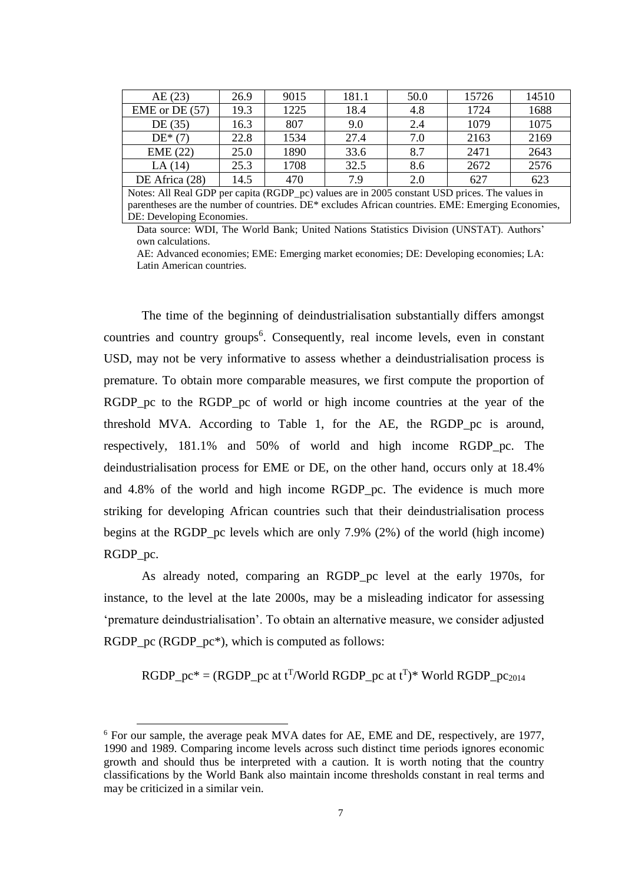| AE (23) | 26.9 | 9015 | 181.1 | 50.0 | 15726 | 14510 |
|---|---|---|---|---|---|---|
| EME or DE (57) | 19.3 | 1225 | 18.4 | 4.8 | 1724 | 1688 |
| DE (35) | 16.3 | 807 | 9.0 | 2.4 | 1079 | 1075 |
| DE* (7) | 22.8 | 1534 | 27.4 | 7.0 | 2163 | 2169 |
| EME (22) | 25.0 | 1890 | 33.6 | 8.7 | 2471 | 2643 |
| LA (14) | 25.3 | 1708 | 32.5 | 8.6 | 2672 | 2576 |
| DE Africa (28) | 14.5 | 470 | 7.9 | 2.0 | 627 | 623 |

Notes: All Real GDP per capita (RGDP_pc) values are in 2005 constant USD prices. The values in parentheses are the number of countries. DE* excludes African countries. EME: Emerging Economies, DE: Developing Economies.

Data source: WDI, The World Bank; United Nations Statistics Division (UNSTAT). Authors' own calculations.

AE: Advanced economies; EME: Emerging market economies; DE: Developing economies; LA: Latin American countries.

The time of the beginning of deindustrialisation substantially differs amongst countries and country groups[6]. Consequently, real income levels, even in constant USD, may not be very informative to assess whether a deindustrialisation process is premature. To obtain more comparable measures, we first compute the proportion of RGDP_pc to the RGDP_pc of world or high income countries at the year of the threshold MVA. According to Table 1, for the AE, the RGDP_pc is around, respectively, 181.1% and 50% of world and high income RGDP_pc. The deindustrialisation process for EME or DE, on the other hand, occurs only at 18.4% and 4.8% of the world and high income RGDP_pc. The evidence is much more striking for developing African countries such that their deindustrialisation process begins at the RGDP_pc levels which are only 7.9% (2%) of the world (high income) RGDP_pc.

As already noted, comparing an RGDP_pc level at the early 1970s, for instance, to the level at the late 2000s, may be a misleading indicator for assessing 'premature deindustrialisation'. To obtain an alternative measure, we consider adjusted RGDP_pc (RGDP_pc*), which is computed as follows:

$$\text{RGDP\_pc}^* = (\text{RGDP\_pc at } t^T / \text{World RGDP\_pc at } t^T) * \text{World RGDP\_pc}_{2014}$$

[6] For our sample, the average peak MVA dates for AE, EME and DE, respectively, are 1977, 1990 and 1989. Comparing income levels across such distinct time periods ignores economic growth and should thus be interpreted with a caution. It is worth noting that the country classifications by the World Bank also maintain income thresholds constant in real terms and may be criticized in a similar vein.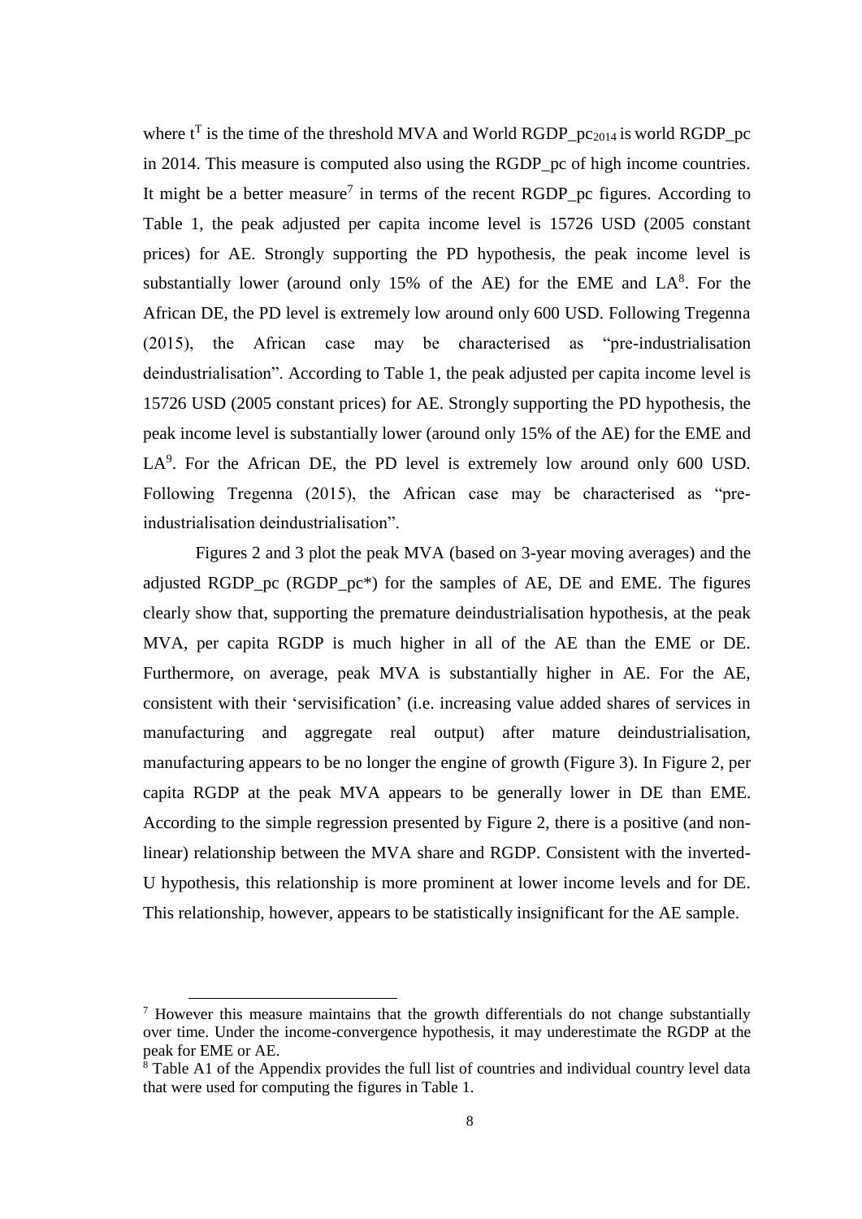where $t^T$ is the time of the threshold MVA and World $RGDP\_pc_{2014}$ is world RGDP_pc in 2014. This measure is computed also using the RGDP_pc of high income countries. It might be a better measure[7] in terms of the recent RGDP_pc figures. According to Table 1, the peak adjusted per capita income level is 15726 USD (2005 constant prices) for AE. Strongly supporting the PD hypothesis, the peak income level is substantially lower (around only 15% of the AE) for the EME and LA[8]. For the African DE, the PD level is extremely low around only 600 USD. Following Tregenna (2015), the African case may be characterised as "pre-industrialisation deindustrialisation". According to Table 1, the peak adjusted per capita income level is 15726 USD (2005 constant prices) for AE. Strongly supporting the PD hypothesis, the peak income level is substantially lower (around only 15% of the AE) for the EME and LA[9]. For the African DE, the PD level is extremely low around only 600 USD. Following Tregenna (2015), the African case may be characterised as "pre-industrialisation deindustrialisation".

Figures 2 and 3 plot the peak MVA (based on 3-year moving averages) and the adjusted RGDP_pc (RGDP_pc*) for the samples of AE, DE and EME. The figures clearly show that, supporting the premature deindustrialisation hypothesis, at the peak MVA, per capita RGDP is much higher in all of the AE than the EME or DE. Furthermore, on average, peak MVA is substantially higher in AE. For the AE, consistent with their 'servisification' (i.e. increasing value added shares of services in manufacturing and aggregate real output) after mature deindustrialisation, manufacturing appears to be no longer the engine of growth (Figure 3). In Figure 2, per capita RGDP at the peak MVA appears to be generally lower in DE than EME. According to the simple regression presented by Figure 2, there is a positive (and non-linear) relationship between the MVA share and RGDP. Consistent with the inverted-U hypothesis, this relationship is more prominent at lower income levels and for DE. This relationship, however, appears to be statistically insignificant for the AE sample.

---

[7] However this measure maintains that the growth differentials do not change substantially over time. Under the income-convergence hypothesis, it may underestimate the RGDP at the peak for EME or AE.

[8] Table A1 of the Appendix provides the full list of countries and individual country level data that were used for computing the figures in Table 1.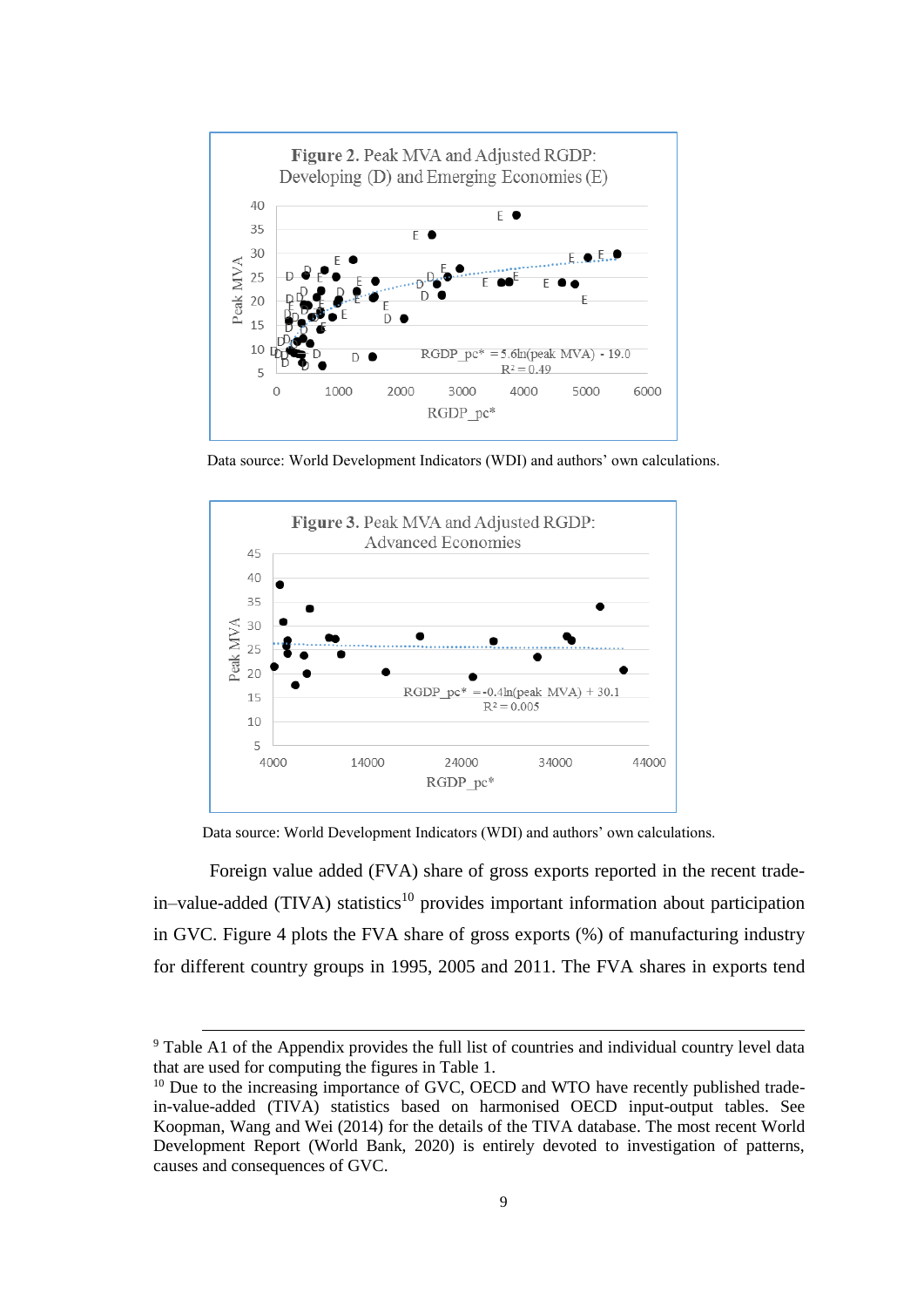**Figure 2.** Peak MVA and Adjusted RGDP: Developing (D) and Emerging Economies (E)

$RGDP\_pc^* = 5.6\ln(\text{peak MVA}) - 19.0$

$R^2 = 0.49$

Data source: World Development Indicators (WDI) and authors' own calculations.

**Figure 3.** Peak MVA and Adjusted RGDP: Advanced Economies

$RGDP\_pc^* = -0.4\ln(\text{peak MVA}) + 30.1$

$R^2 = 0.005$

Data source: World Development Indicators (WDI) and authors' own calculations.

Foreign value added (FVA) share of gross exports reported in the recent trade-in–value-added (TIVA) statistics[10] provides important information about participation in GVC. Figure 4 plots the FVA share of gross exports (%) of manufacturing industry for different country groups in 1995, 2005 and 2011. The FVA shares in exports tend

---

[9] Table A1 of the Appendix provides the full list of countries and individual country level data that are used for computing the figures in Table 1.

[10] Due to the increasing importance of GVC, OECD and WTO have recently published trade-in-value-added (TIVA) statistics based on harmonised OECD input-output tables. See Koopman, Wang and Wei (2014) for the details of the TIVA database. The most recent World Development Report (World Bank, 2020) is entirely devoted to investigation of patterns, causes and consequences of GVC.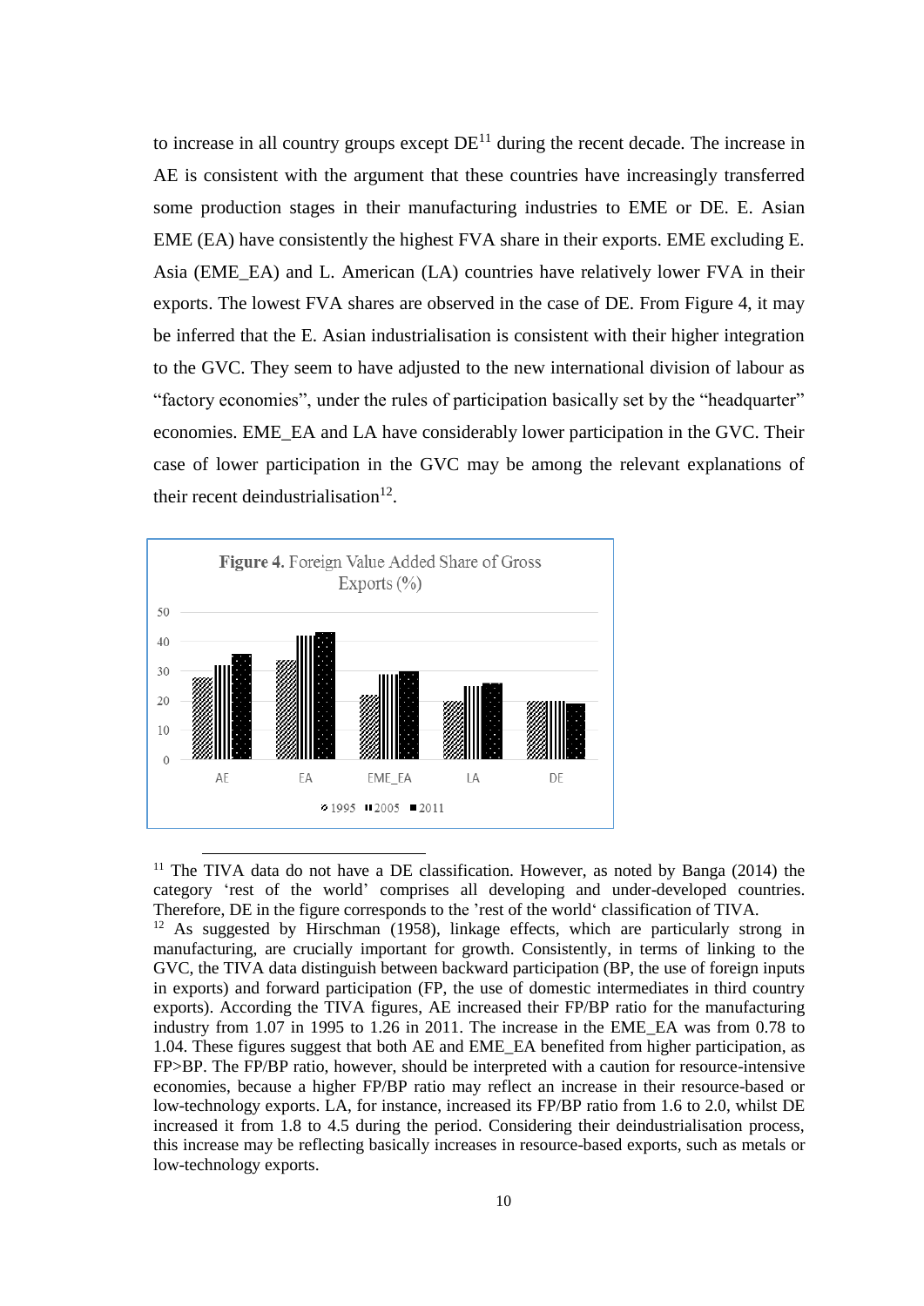to increase in all country groups except DE[11] during the recent decade. The increase in AE is consistent with the argument that these countries have increasingly transferred some production stages in their manufacturing industries to EME or DE. E. Asian EME (EA) have consistently the highest FVA share in their exports. EME excluding E. Asia (EME_EA) and L. American (LA) countries have relatively lower FVA in their exports. The lowest FVA shares are observed in the case of DE. From Figure 4, it may be inferred that the E. Asian industrialisation is consistent with their higher integration to the GVC. They seem to have adjusted to the new international division of labour as "factory economies", under the rules of participation basically set by the "headquarter" economies. EME_EA and LA have considerably lower participation in the GVC. Their case of lower participation in the GVC may be among the relevant explanations of their recent deindustrialisation[12].

**Figure 4.** Foreign Value Added Share of Gross Exports (%)

| | 1995 | 2005 | 2011 |
|---|---|---|---|
| AE | 28 | 32 | 36 |
| EA | 34 | 42 | 43 |
| EME_EA | 22 | 29 | 30 |
| LA | 20 | 25 | 26 |
| DE | 20 | 20 | 19 |

[11] The TIVA data do not have a DE classification. However, as noted by Banga (2014) the category 'rest of the world' comprises all developing and under-developed countries. Therefore, DE in the figure corresponds to the 'rest of the world' classification of TIVA.

[12] As suggested by Hirschman (1958), linkage effects, which are particularly strong in manufacturing, are crucially important for growth. Consistently, in terms of linking to the GVC, the TIVA data distinguish between backward participation (BP, the use of foreign inputs in exports) and forward participation (FP, the use of domestic intermediates in third country exports). According the TIVA figures, AE increased their FP/BP ratio for the manufacturing industry from 1.07 in 1995 to 1.26 in 2011. The increase in the EME_EA was from 0.78 to 1.04. These figures suggest that both AE and EME_EA benefited from higher participation, as FP>BP. The FP/BP ratio, however, should be interpreted with a caution for resource-intensive economies, because a higher FP/BP ratio may reflect an increase in their resource-based or low-technology exports. LA, for instance, increased its FP/BP ratio from 1.6 to 2.0, whilst DE increased it from 1.8 to 4.5 during the period. Considering their deindustrialisation process, this increase may be reflecting basically increases in resource-based exports, such as metals or low-technology exports.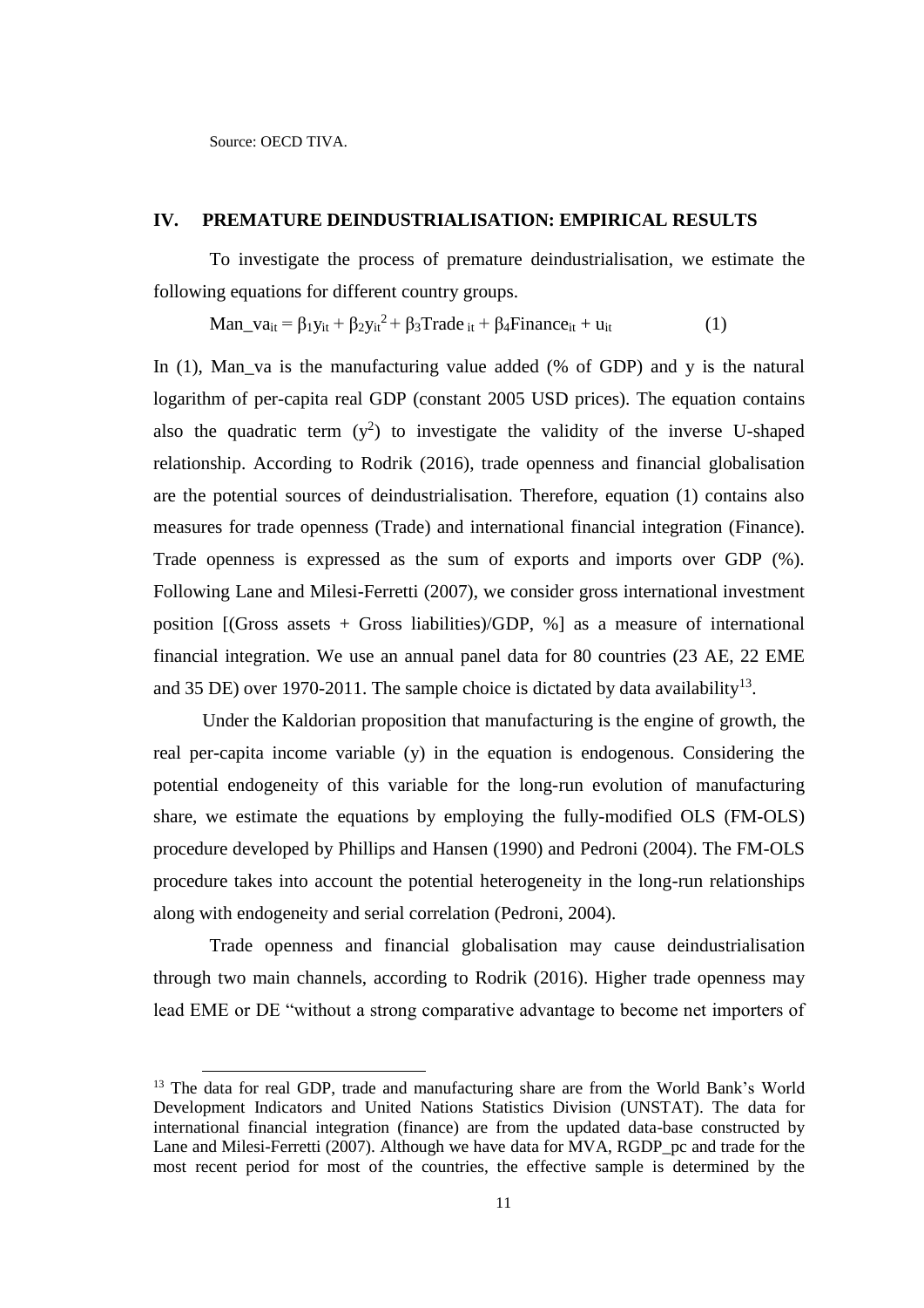Source: OECD TIVA.

## IV. PREMATURE DEINDUSTRIALISATION: EMPIRICAL RESULTS

To investigate the process of premature deindustrialisation, we estimate the following equations for different country groups.

$$Man\_va_{it} = \beta_1 y_{it} + \beta_2 y_{it}^2 + \beta_3 Trade_{it} + \beta_4 Finance_{it} + u_{it} \qquad (1)$$

In (1), Man_va is the manufacturing value added (% of GDP) and y is the natural logarithm of per-capita real GDP (constant 2005 USD prices). The equation contains also the quadratic term ($y^2$) to investigate the validity of the inverse U-shaped relationship. According to Rodrik (2016), trade openness and financial globalisation are the potential sources of deindustrialisation. Therefore, equation (1) contains also measures for trade openness (Trade) and international financial integration (Finance). Trade openness is expressed as the sum of exports and imports over GDP (%). Following Lane and Milesi-Ferretti (2007), we consider gross international investment position [(Gross assets + Gross liabilities)/GDP, %] as a measure of international financial integration. We use an annual panel data for 80 countries (23 AE, 22 EME and 35 DE) over 1970-2011. The sample choice is dictated by data availability[13].

Under the Kaldorian proposition that manufacturing is the engine of growth, the real per-capita income variable (y) in the equation is endogenous. Considering the potential endogeneity of this variable for the long-run evolution of manufacturing share, we estimate the equations by employing the fully-modified OLS (FM-OLS) procedure developed by Phillips and Hansen (1990) and Pedroni (2004). The FM-OLS procedure takes into account the potential heterogeneity in the long-run relationships along with endogeneity and serial correlation (Pedroni, 2004).

Trade openness and financial globalisation may cause deindustrialisation through two main channels, according to Rodrik (2016). Higher trade openness may lead EME or DE "without a strong comparative advantage to become net importers of

[13] The data for real GDP, trade and manufacturing share are from the World Bank's World Development Indicators and United Nations Statistics Division (UNSTAT). The data for international financial integration (finance) are from the updated data-base constructed by Lane and Milesi-Ferretti (2007). Although we have data for MVA, RGDP_pc and trade for the most recent period for most of the countries, the effective sample is determined by the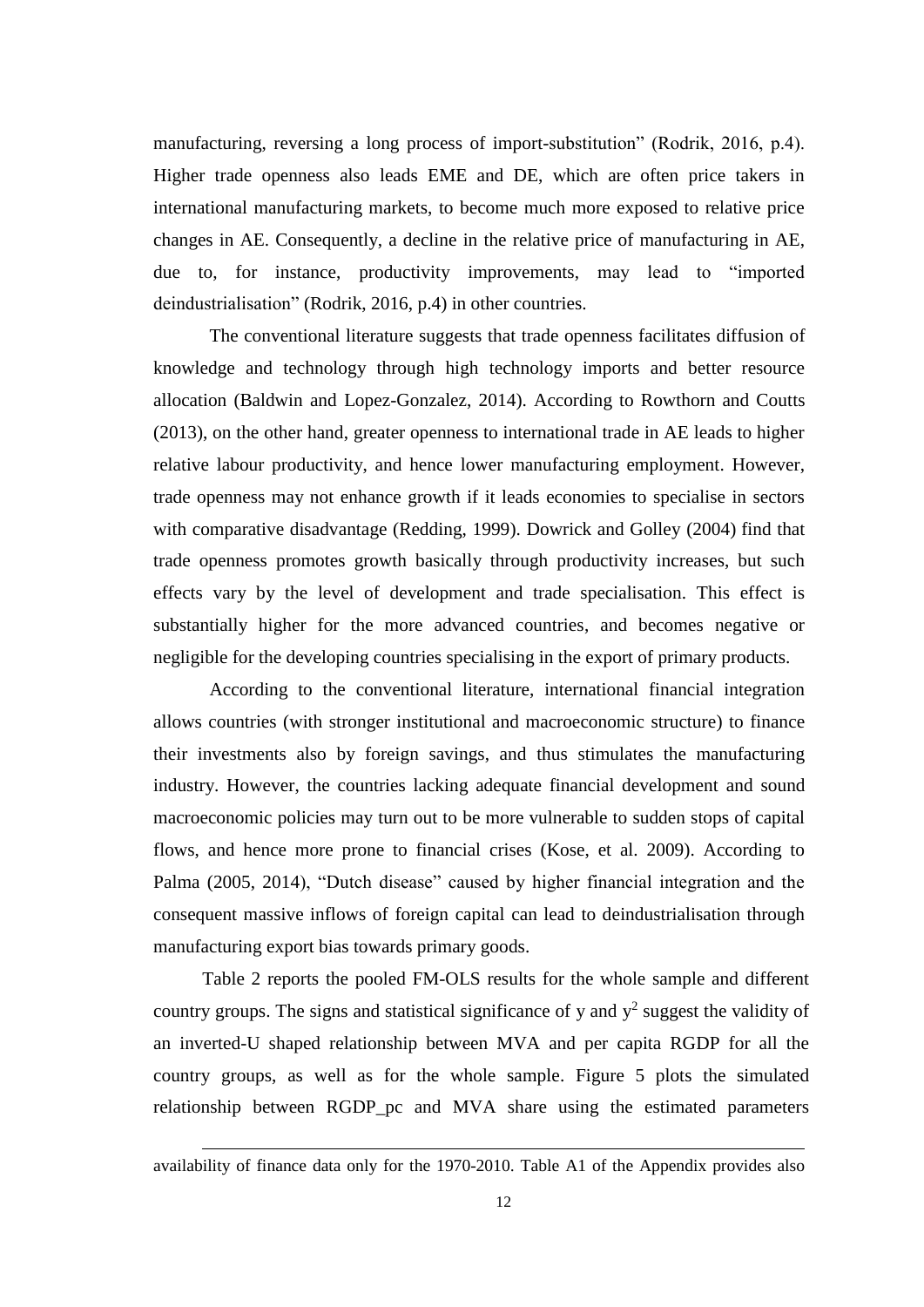manufacturing, reversing a long process of import-substitution" (Rodrik, 2016, p.4). Higher trade openness also leads EME and DE, which are often price takers in international manufacturing markets, to become much more exposed to relative price changes in AE. Consequently, a decline in the relative price of manufacturing in AE, due to, for instance, productivity improvements, may lead to "imported deindustrialisation" (Rodrik, 2016, p.4) in other countries.

The conventional literature suggests that trade openness facilitates diffusion of knowledge and technology through high technology imports and better resource allocation (Baldwin and Lopez-Gonzalez, 2014). According to Rowthorn and Coutts (2013), on the other hand, greater openness to international trade in AE leads to higher relative labour productivity, and hence lower manufacturing employment. However, trade openness may not enhance growth if it leads economies to specialise in sectors with comparative disadvantage (Redding, 1999). Dowrick and Golley (2004) find that trade openness promotes growth basically through productivity increases, but such effects vary by the level of development and trade specialisation. This effect is substantially higher for the more advanced countries, and becomes negative or negligible for the developing countries specialising in the export of primary products.

According to the conventional literature, international financial integration allows countries (with stronger institutional and macroeconomic structure) to finance their investments also by foreign savings, and thus stimulates the manufacturing industry. However, the countries lacking adequate financial development and sound macroeconomic policies may turn out to be more vulnerable to sudden stops of capital flows, and hence more prone to financial crises (Kose, et al. 2009). According to Palma (2005, 2014), "Dutch disease" caused by higher financial integration and the consequent massive inflows of foreign capital can lead to deindustrialisation through manufacturing export bias towards primary goods.

Table 2 reports the pooled FM-OLS results for the whole sample and different country groups. The signs and statistical significance of y and $y^2$ suggest the validity of an inverted-U shaped relationship between MVA and per capita RGDP for all the country groups, as well as for the whole sample. Figure 5 plots the simulated relationship between RGDP_pc and MVA share using the estimated parameters

---

availability of finance data only for the 1970-2010. Table A1 of the Appendix provides also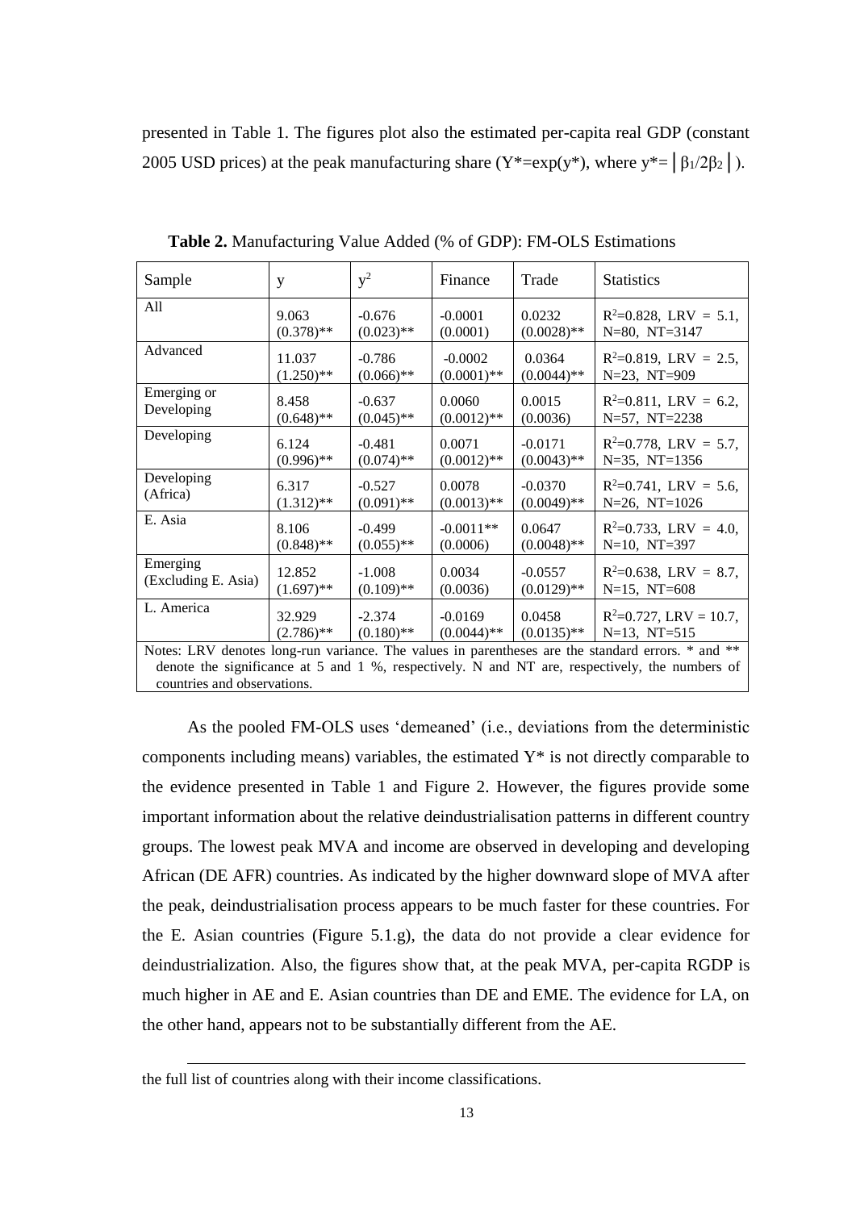presented in Table 1. The figures plot also the estimated per-capita real GDP (constant 2005 USD prices) at the peak manufacturing share ($Y^*=\exp(y^*)$, where $y^*=\left|\beta_1/2\beta_2\right|$).

**Table 2.** Manufacturing Value Added (% of GDP): FM-OLS Estimations

| Sample | y | $y^2$ | Finance | Trade | Statistics |
|---|---|---|---|---|---|
| All | 9.063 (0.378)** | -0.676 (0.023)** | -0.0001 (0.0001) | 0.0232 (0.0028)** | $R^2$=0.828, LRV = 5.1, N=80, NT=3147 |
| Advanced | 11.037 (1.250)** | -0.786 (0.066)** | -0.0002 (0.0001)** | 0.0364 (0.0044)** | $R^2$=0.819, LRV = 2.5, N=23, NT=909 |
| Emerging or Developing | 8.458 (0.648)** | -0.637 (0.045)** | 0.0060 (0.0012)** | 0.0015 (0.0036) | $R^2$=0.811, LRV = 6.2, N=57, NT=2238 |
| Developing | 6.124 (0.996)** | -0.481 (0.074)** | 0.0071 (0.0012)** | -0.0171 (0.0043)** | $R^2$=0.778, LRV = 5.7, N=35, NT=1356 |
| Developing (Africa) | 6.317 (1.312)** | -0.527 (0.091)** | 0.0078 (0.0013)** | -0.0370 (0.0049)** | $R^2$=0.741, LRV = 5.6, N=26, NT=1026 |
| E. Asia | 8.106 (0.848)** | -0.499 (0.055)** | -0.0011** (0.0006) | 0.0647 (0.0048)** | $R^2$=0.733, LRV = 4.0, N=10, NT=397 |
| Emerging (Excluding E. Asia) | 12.852 (1.697)** | -1.008 (0.109)** | 0.0034 (0.0036) | -0.0557 (0.0129)** | $R^2$=0.638, LRV = 8.7, N=15, NT=608 |
| L. America | 32.929 (2.786)** | -2.374 (0.180)** | -0.0169 (0.0044)** | 0.0458 (0.0135)** | $R^2$=0.727, LRV = 10.7, N=13, NT=515 |

Notes: LRV denotes long-run variance. The values in parentheses are the standard errors. * and ** denote the significance at 5 and 1 %, respectively. N and NT are, respectively, the numbers of countries and observations.

As the pooled FM-OLS uses 'demeaned' (i.e., deviations from the deterministic components including means) variables, the estimated Y* is not directly comparable to the evidence presented in Table 1 and Figure 2. However, the figures provide some important information about the relative deindustrialisation patterns in different country groups. The lowest peak MVA and income are observed in developing and developing African (DE AFR) countries. As indicated by the higher downward slope of MVA after the peak, deindustrialisation process appears to be much faster for these countries. For the E. Asian countries (Figure 5.1.g), the data do not provide a clear evidence for deindustrialization. Also, the figures show that, at the peak MVA, per-capita RGDP is much higher in AE and E. Asian countries than DE and EME. The evidence for LA, on the other hand, appears not to be substantially different from the AE.

the full list of countries along with their income classifications.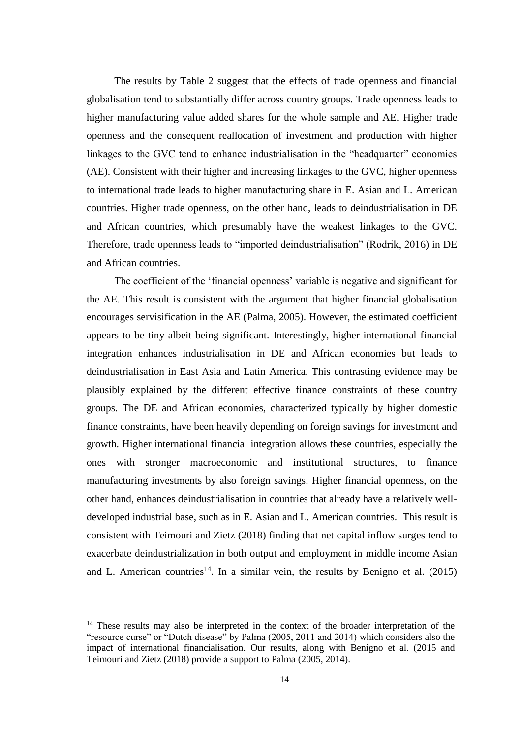The results by Table 2 suggest that the effects of trade openness and financial globalisation tend to substantially differ across country groups. Trade openness leads to higher manufacturing value added shares for the whole sample and AE. Higher trade openness and the consequent reallocation of investment and production with higher linkages to the GVC tend to enhance industrialisation in the "headquarter" economies (AE). Consistent with their higher and increasing linkages to the GVC, higher openness to international trade leads to higher manufacturing share in E. Asian and L. American countries. Higher trade openness, on the other hand, leads to deindustrialisation in DE and African countries, which presumably have the weakest linkages to the GVC. Therefore, trade openness leads to "imported deindustrialisation" (Rodrik, 2016) in DE and African countries.

The coefficient of the 'financial openness' variable is negative and significant for the AE. This result is consistent with the argument that higher financial globalisation encourages servisification in the AE (Palma, 2005). However, the estimated coefficient appears to be tiny albeit being significant. Interestingly, higher international financial integration enhances industrialisation in DE and African economies but leads to deindustrialisation in East Asia and Latin America. This contrasting evidence may be plausibly explained by the different effective finance constraints of these country groups. The DE and African economies, characterized typically by higher domestic finance constraints, have been heavily depending on foreign savings for investment and growth. Higher international financial integration allows these countries, especially the ones with stronger macroeconomic and institutional structures, to finance manufacturing investments by also foreign savings. Higher financial openness, on the other hand, enhances deindustrialisation in countries that already have a relatively well-developed industrial base, such as in E. Asian and L. American countries. This result is consistent with Teimouri and Zietz (2018) finding that net capital inflow surges tend to exacerbate deindustrialization in both output and employment in middle income Asian and L. American countries[14]. In a similar vein, the results by Benigno et al. (2015)

[14] These results may also be interpreted in the context of the broader interpretation of the "resource curse" or "Dutch disease" by Palma (2005, 2011 and 2014) which considers also the impact of international financialisation. Our results, along with Benigno et al. (2015 and Teimouri and Zietz (2018) provide a support to Palma (2005, 2014).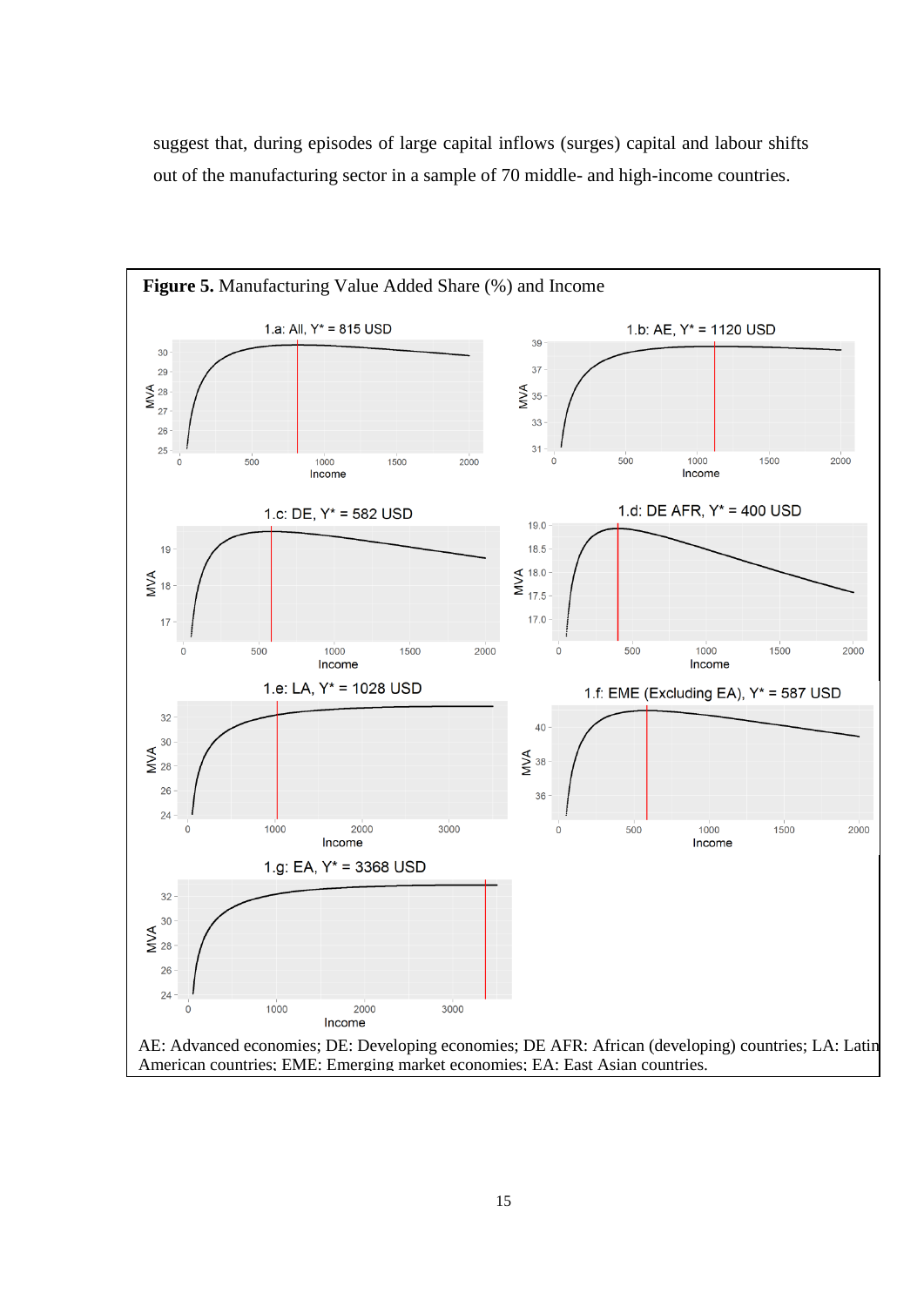suggest that, during episodes of large capital inflows (surges) capital and labour shifts out of the manufacturing sector in a sample of 70 middle- and high-income countries.

**Figure 5.** Manufacturing Value Added Share (%) and Income

1.a: All, Y* = 815 USD

1.b: AE, Y* = 1120 USD

1.c: DE, Y* = 582 USD

1.d: DE AFR, Y* = 400 USD

1.e: LA, Y* = 1028 USD

1.f: EME (Excluding EA), Y* = 587 USD

1.g: EA, Y* = 3368 USD

AE: Advanced economies; DE: Developing economies; DE AFR: African (developing) countries; LA: Latin American countries; EME: Emerging market economies; EA: East Asian countries.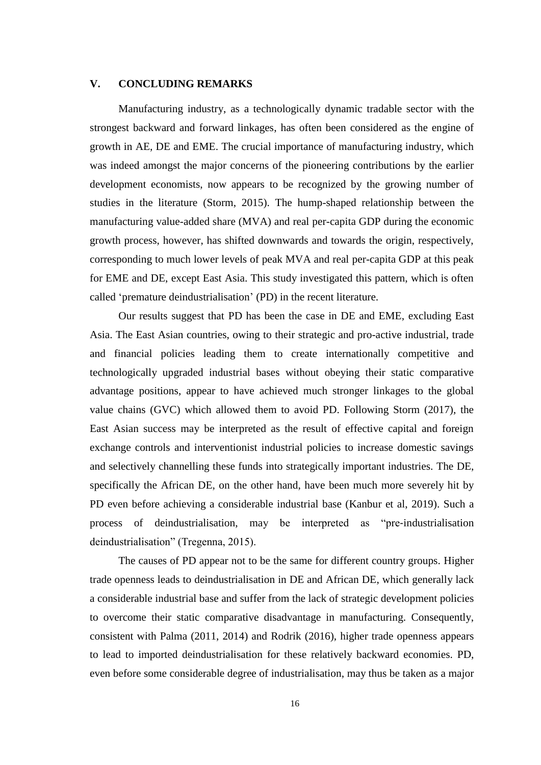## V. CONCLUDING REMARKS

Manufacturing industry, as a technologically dynamic tradable sector with the strongest backward and forward linkages, has often been considered as the engine of growth in AE, DE and EME. The crucial importance of manufacturing industry, which was indeed amongst the major concerns of the pioneering contributions by the earlier development economists, now appears to be recognized by the growing number of studies in the literature (Storm, 2015). The hump-shaped relationship between the manufacturing value-added share (MVA) and real per-capita GDP during the economic growth process, however, has shifted downwards and towards the origin, respectively, corresponding to much lower levels of peak MVA and real per-capita GDP at this peak for EME and DE, except East Asia. This study investigated this pattern, which is often called 'premature deindustrialisation' (PD) in the recent literature.

Our results suggest that PD has been the case in DE and EME, excluding East Asia. The East Asian countries, owing to their strategic and pro-active industrial, trade and financial policies leading them to create internationally competitive and technologically upgraded industrial bases without obeying their static comparative advantage positions, appear to have achieved much stronger linkages to the global value chains (GVC) which allowed them to avoid PD. Following Storm (2017), the East Asian success may be interpreted as the result of effective capital and foreign exchange controls and interventionist industrial policies to increase domestic savings and selectively channelling these funds into strategically important industries. The DE, specifically the African DE, on the other hand, have been much more severely hit by PD even before achieving a considerable industrial base (Kanbur et al, 2019). Such a process of deindustrialisation, may be interpreted as "pre-industrialisation deindustrialisation" (Tregenna, 2015).

The causes of PD appear not to be the same for different country groups. Higher trade openness leads to deindustrialisation in DE and African DE, which generally lack a considerable industrial base and suffer from the lack of strategic development policies to overcome their static comparative disadvantage in manufacturing. Consequently, consistent with Palma (2011, 2014) and Rodrik (2016), higher trade openness appears to lead to imported deindustrialisation for these relatively backward economies. PD, even before some considerable degree of industrialisation, may thus be taken as a major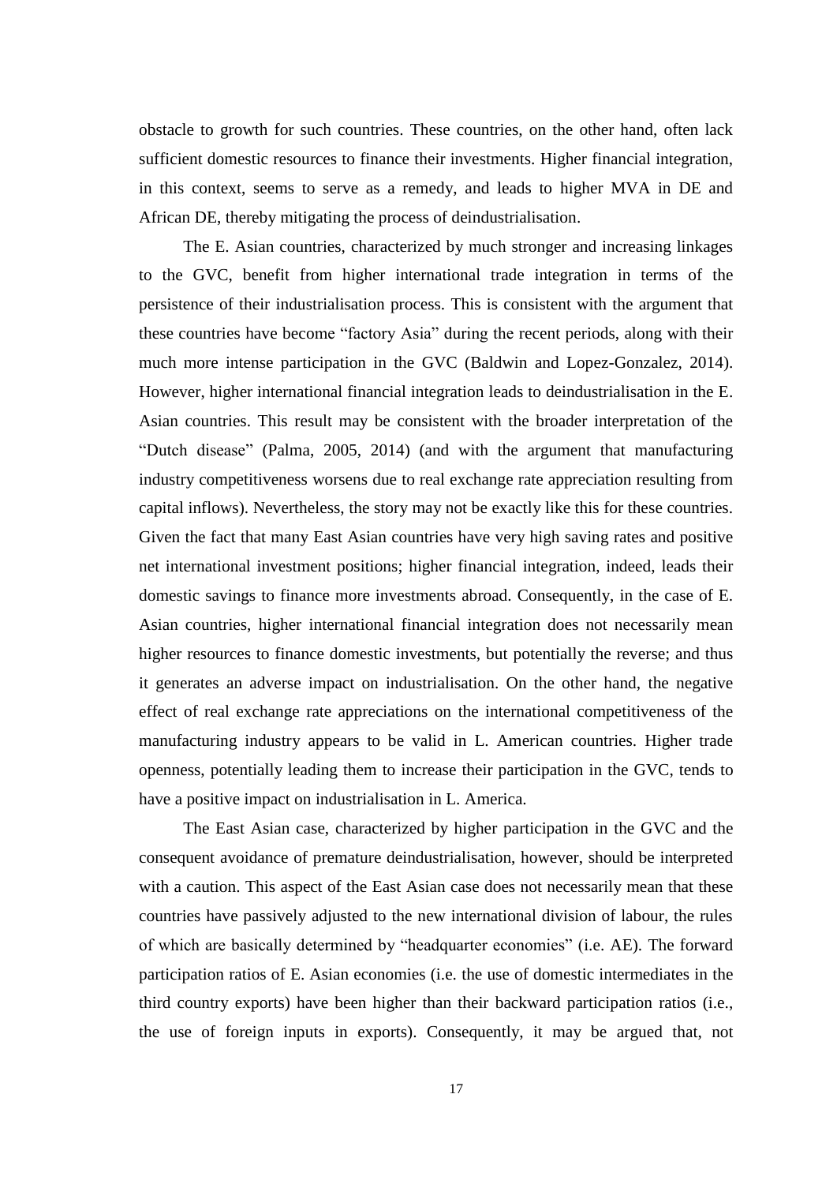obstacle to growth for such countries. These countries, on the other hand, often lack sufficient domestic resources to finance their investments. Higher financial integration, in this context, seems to serve as a remedy, and leads to higher MVA in DE and African DE, thereby mitigating the process of deindustrialisation.

The E. Asian countries, characterized by much stronger and increasing linkages to the GVC, benefit from higher international trade integration in terms of the persistence of their industrialisation process. This is consistent with the argument that these countries have become "factory Asia" during the recent periods, along with their much more intense participation in the GVC (Baldwin and Lopez-Gonzalez, 2014). However, higher international financial integration leads to deindustrialisation in the E. Asian countries. This result may be consistent with the broader interpretation of the "Dutch disease" (Palma, 2005, 2014) (and with the argument that manufacturing industry competitiveness worsens due to real exchange rate appreciation resulting from capital inflows). Nevertheless, the story may not be exactly like this for these countries. Given the fact that many East Asian countries have very high saving rates and positive net international investment positions; higher financial integration, indeed, leads their domestic savings to finance more investments abroad. Consequently, in the case of E. Asian countries, higher international financial integration does not necessarily mean higher resources to finance domestic investments, but potentially the reverse; and thus it generates an adverse impact on industrialisation. On the other hand, the negative effect of real exchange rate appreciations on the international competitiveness of the manufacturing industry appears to be valid in L. American countries. Higher trade openness, potentially leading them to increase their participation in the GVC, tends to have a positive impact on industrialisation in L. America.

The East Asian case, characterized by higher participation in the GVC and the consequent avoidance of premature deindustrialisation, however, should be interpreted with a caution. This aspect of the East Asian case does not necessarily mean that these countries have passively adjusted to the new international division of labour, the rules of which are basically determined by "headquarter economies" (i.e. AE). The forward participation ratios of E. Asian economies (i.e. the use of domestic intermediates in the third country exports) have been higher than their backward participation ratios (i.e., the use of foreign inputs in exports). Consequently, it may be argued that, not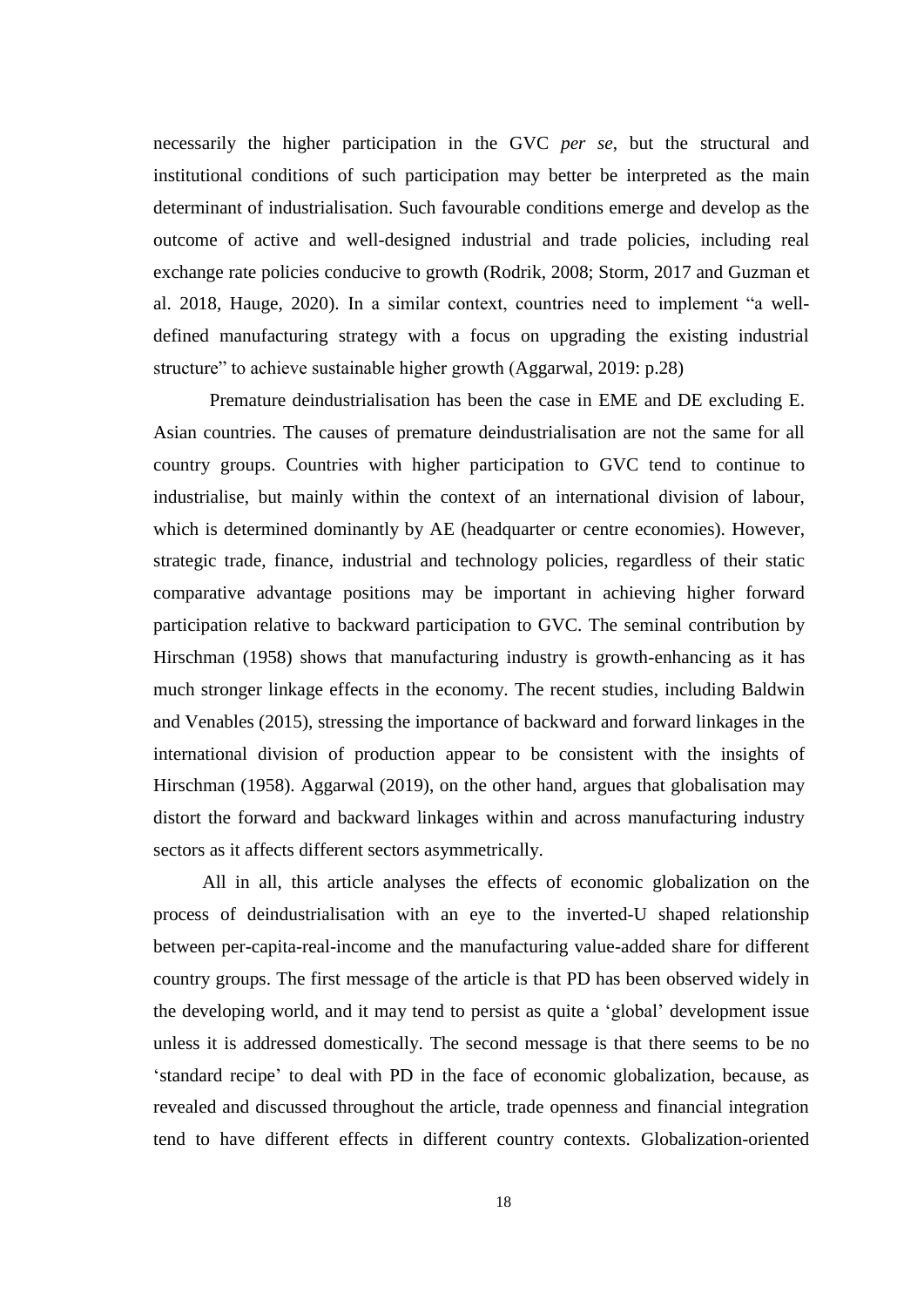necessarily the higher participation in the GVC *per se*, but the structural and institutional conditions of such participation may better be interpreted as the main determinant of industrialisation. Such favourable conditions emerge and develop as the outcome of active and well-designed industrial and trade policies, including real exchange rate policies conducive to growth (Rodrik, 2008; Storm, 2017 and Guzman et al. 2018, Hauge, 2020). In a similar context, countries need to implement "a well-defined manufacturing strategy with a focus on upgrading the existing industrial structure" to achieve sustainable higher growth (Aggarwal, 2019: p.28)

Premature deindustrialisation has been the case in EME and DE excluding E. Asian countries. The causes of premature deindustrialisation are not the same for all country groups. Countries with higher participation to GVC tend to continue to industrialise, but mainly within the context of an international division of labour, which is determined dominantly by AE (headquarter or centre economies). However, strategic trade, finance, industrial and technology policies, regardless of their static comparative advantage positions may be important in achieving higher forward participation relative to backward participation to GVC. The seminal contribution by Hirschman (1958) shows that manufacturing industry is growth-enhancing as it has much stronger linkage effects in the economy. The recent studies, including Baldwin and Venables (2015), stressing the importance of backward and forward linkages in the international division of production appear to be consistent with the insights of Hirschman (1958). Aggarwal (2019), on the other hand, argues that globalisation may distort the forward and backward linkages within and across manufacturing industry sectors as it affects different sectors asymmetrically.

All in all, this article analyses the effects of economic globalization on the process of deindustrialisation with an eye to the inverted-U shaped relationship between per-capita-real-income and the manufacturing value-added share for different country groups. The first message of the article is that PD has been observed widely in the developing world, and it may tend to persist as quite a 'global' development issue unless it is addressed domestically. The second message is that there seems to be no 'standard recipe' to deal with PD in the face of economic globalization, because, as revealed and discussed throughout the article, trade openness and financial integration tend to have different effects in different country contexts. Globalization-oriented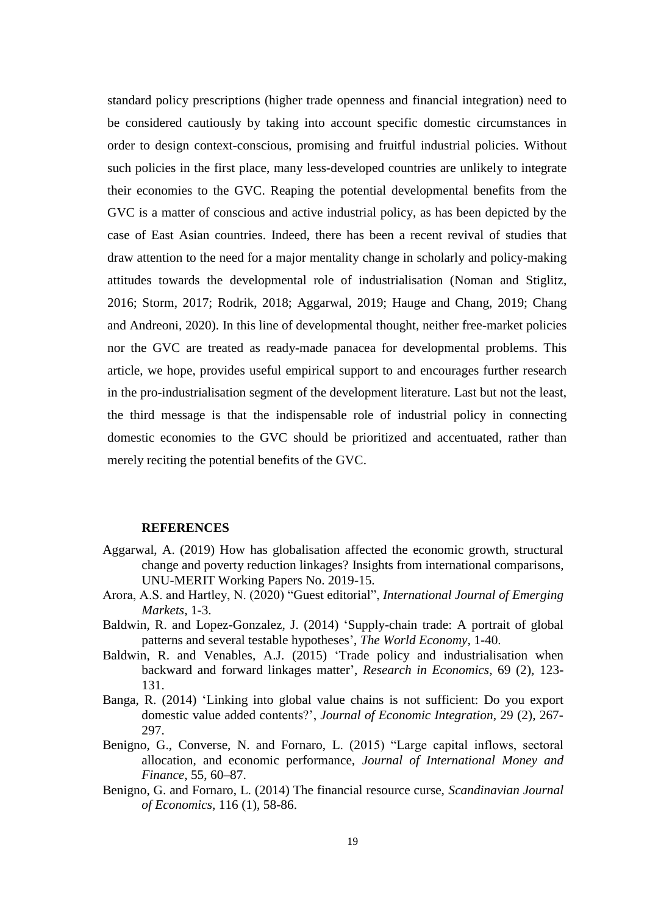standard policy prescriptions (higher trade openness and financial integration) need to be considered cautiously by taking into account specific domestic circumstances in order to design context-conscious, promising and fruitful industrial policies. Without such policies in the first place, many less-developed countries are unlikely to integrate their economies to the GVC. Reaping the potential developmental benefits from the GVC is a matter of conscious and active industrial policy, as has been depicted by the case of East Asian countries. Indeed, there has been a recent revival of studies that draw attention to the need for a major mentality change in scholarly and policy-making attitudes towards the developmental role of industrialisation (Noman and Stiglitz, 2016; Storm, 2017; Rodrik, 2018; Aggarwal, 2019; Hauge and Chang, 2019; Chang and Andreoni, 2020). In this line of developmental thought, neither free-market policies nor the GVC are treated as ready-made panacea for developmental problems. This article, we hope, provides useful empirical support to and encourages further research in the pro-industrialisation segment of the development literature. Last but not the least, the third message is that the indispensable role of industrial policy in connecting domestic economies to the GVC should be prioritized and accentuated, rather than merely reciting the potential benefits of the GVC.

## REFERENCES

Aggarwal, A. (2019) How has globalisation affected the economic growth, structural change and poverty reduction linkages? Insights from international comparisons, UNU-MERIT Working Papers No. 2019-15.

Arora, A.S. and Hartley, N. (2020) "Guest editorial", *International Journal of Emerging Markets*, 1-3.

Baldwin, R. and Lopez-Gonzalez, J. (2014) 'Supply-chain trade: A portrait of global patterns and several testable hypotheses', *The World Economy*, 1-40.

Baldwin, R. and Venables, A.J. (2015) 'Trade policy and industrialisation when backward and forward linkages matter', *Research in Economics*, 69 (2), 123-131.

Banga, R. (2014) 'Linking into global value chains is not sufficient: Do you export domestic value added contents?', *Journal of Economic Integration*, 29 (2), 267-297.

Benigno, G., Converse, N. and Fornaro, L. (2015) "Large capital inflows, sectoral allocation, and economic performance, *Journal of International Money and Finance*, 55, 60–87.

Benigno, G. and Fornaro, L. (2014) The financial resource curse, *Scandinavian Journal of Economics*, 116 (1), 58-86.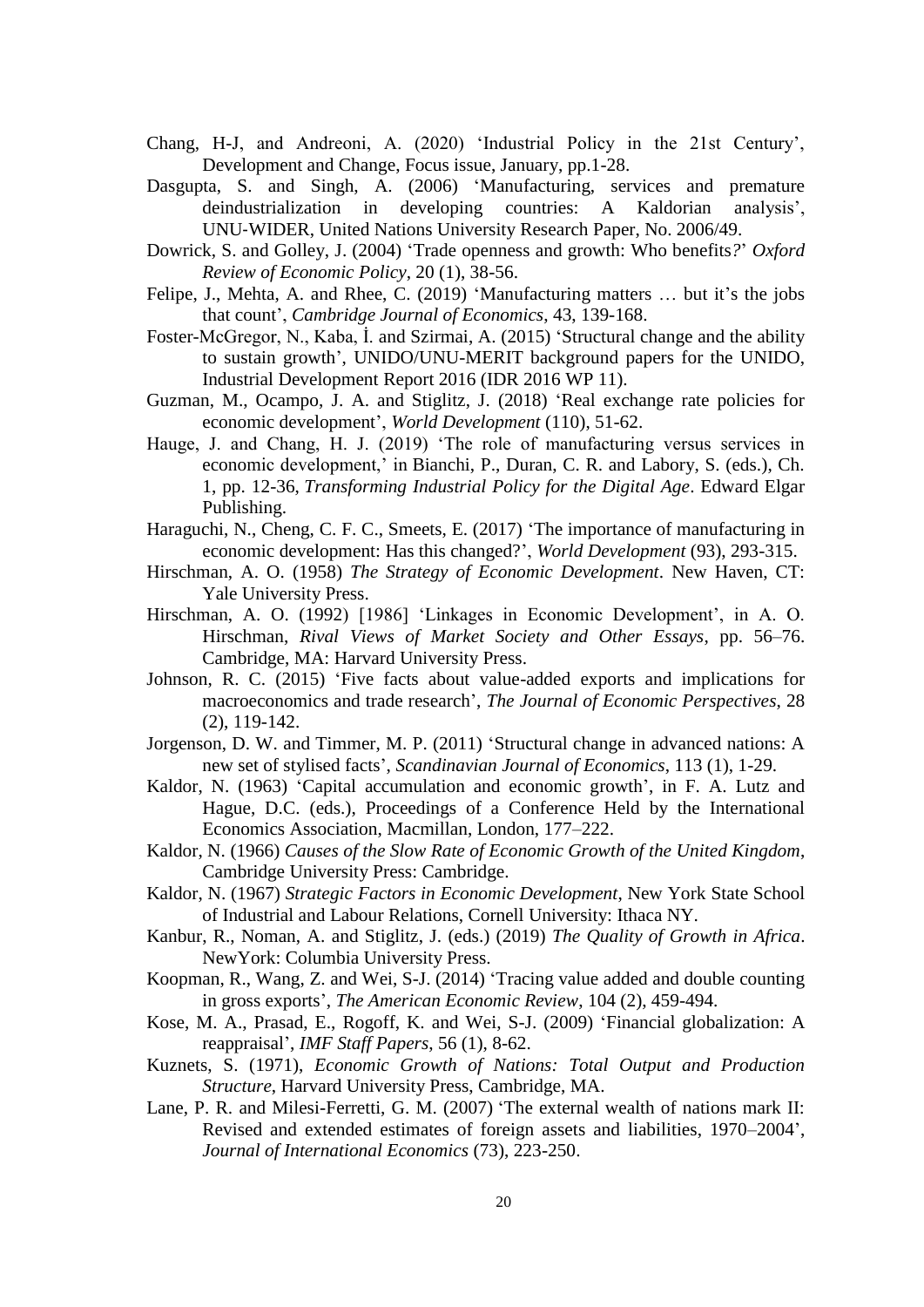Chang, H-J, and Andreoni, A. (2020) 'Industrial Policy in the 21st Century', Development and Change, Focus issue, January, pp.1-28.

Dasgupta, S. and Singh, A. (2006) 'Manufacturing, services and premature deindustrialization in developing countries: A Kaldorian analysis', UNU-WIDER, United Nations University Research Paper, No. 2006/49.

Dowrick, S. and Golley, J. (2004) 'Trade openness and growth: Who benefits?' *Oxford Review of Economic Policy*, 20 (1), 38-56.

Felipe, J., Mehta, A. and Rhee, C. (2019) 'Manufacturing matters … but it's the jobs that count', *Cambridge Journal of Economics*, 43, 139-168.

Foster-McGregor, N., Kaba, İ. and Szirmai, A. (2015) 'Structural change and the ability to sustain growth', UNIDO/UNU-MERIT background papers for the UNIDO, Industrial Development Report 2016 (IDR 2016 WP 11).

Guzman, M., Ocampo, J. A. and Stiglitz, J. (2018) 'Real exchange rate policies for economic development', *World Development* (110), 51-62.

Hauge, J. and Chang, H. J. (2019) 'The role of manufacturing versus services in economic development,' in Bianchi, P., Duran, C. R. and Labory, S. (eds.), Ch. 1, pp. 12-36, *Transforming Industrial Policy for the Digital Age*. Edward Elgar Publishing.

Haraguchi, N., Cheng, C. F. C., Smeets, E. (2017) 'The importance of manufacturing in economic development: Has this changed?', *World Development* (93), 293-315.

Hirschman, A. O. (1958) *The Strategy of Economic Development*. New Haven, CT: Yale University Press.

Hirschman, A. O. (1992) [1986] 'Linkages in Economic Development', in A. O. Hirschman, *Rival Views of Market Society and Other Essays*, pp. 56–76. Cambridge, MA: Harvard University Press.

Johnson, R. C. (2015) 'Five facts about value-added exports and implications for macroeconomics and trade research', *The Journal of Economic Perspectives*, 28 (2), 119-142.

Jorgenson, D. W. and Timmer, M. P. (2011) 'Structural change in advanced nations: A new set of stylised facts', *Scandinavian Journal of Economics*, 113 (1), 1-29.

Kaldor, N. (1963) 'Capital accumulation and economic growth', in F. A. Lutz and Hague, D.C. (eds.), Proceedings of a Conference Held by the International Economics Association, Macmillan, London, 177–222.

Kaldor, N. (1966) *Causes of the Slow Rate of Economic Growth of the United Kingdom*, Cambridge University Press: Cambridge.

Kaldor, N. (1967) *Strategic Factors in Economic Development*, New York State School of Industrial and Labour Relations, Cornell University: Ithaca NY.

Kanbur, R., Noman, A. and Stiglitz, J. (eds.) (2019) *The Quality of Growth in Africa*. NewYork: Columbia University Press.

Koopman, R., Wang, Z. and Wei, S-J. (2014) 'Tracing value added and double counting in gross exports', *The American Economic Review*, 104 (2), 459-494.

Kose, M. A., Prasad, E., Rogoff, K. and Wei, S-J. (2009) 'Financial globalization: A reappraisal', *IMF Staff Papers*, 56 (1), 8-62.

Kuznets, S. (1971), *Economic Growth of Nations: Total Output and Production Structure*, Harvard University Press, Cambridge, MA.

Lane, P. R. and Milesi-Ferretti, G. M. (2007) 'The external wealth of nations mark II: Revised and extended estimates of foreign assets and liabilities, 1970–2004', *Journal of International Economics* (73), 223-250.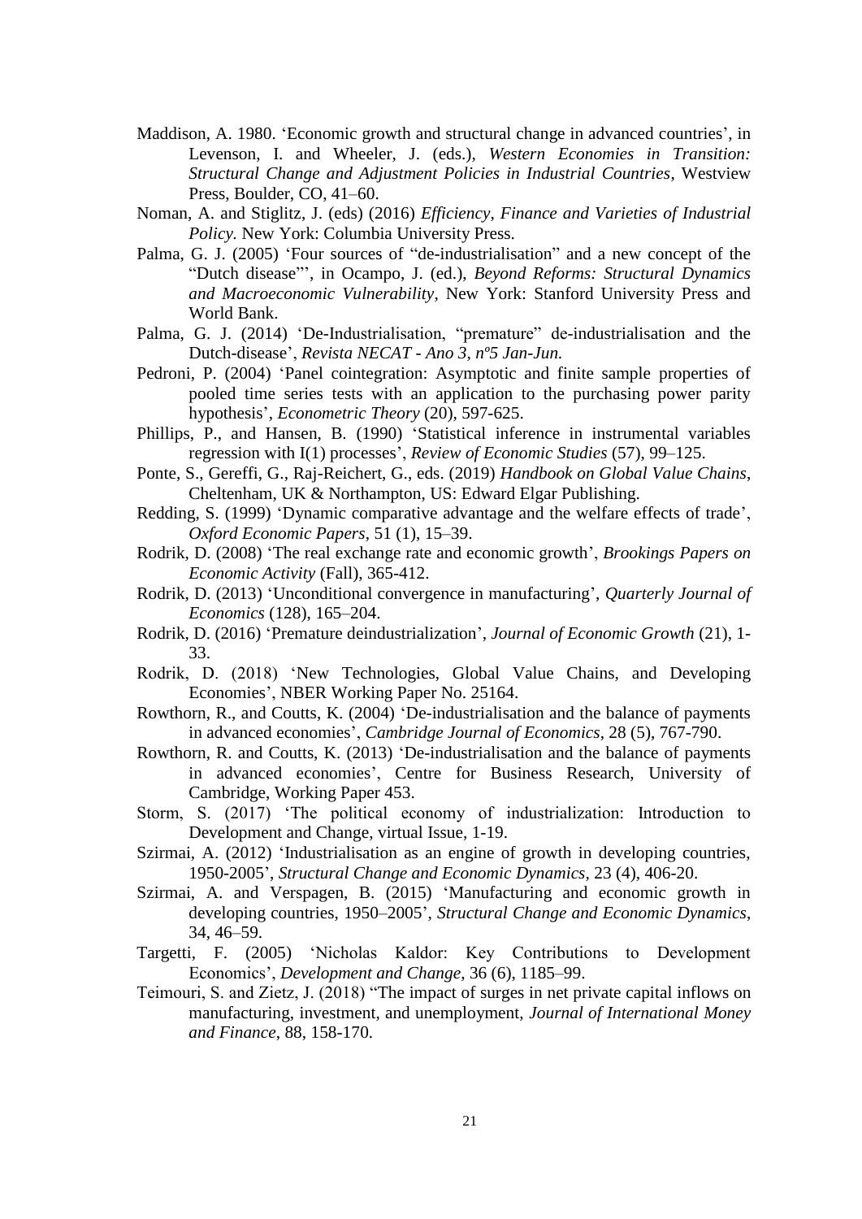Maddison, A. 1980. 'Economic growth and structural change in advanced countries', in Levenson, I. and Wheeler, J. (eds.), *Western Economies in Transition: Structural Change and Adjustment Policies in Industrial Countries*, Westview Press, Boulder, CO, 41–60.

Noman, A. and Stiglitz, J. (eds) (2016) *Efficiency, Finance and Varieties of Industrial Policy.* New York: Columbia University Press.

Palma, G. J. (2005) 'Four sources of "de-industrialisation" and a new concept of the "Dutch disease"', in Ocampo, J. (ed.), *Beyond Reforms: Structural Dynamics and Macroeconomic Vulnerability*, New York: Stanford University Press and World Bank.

Palma, G. J. (2014) 'De-Industrialisation, "premature" de-industrialisation and the Dutch-disease', *Revista NECAT - Ano 3, nº5 Jan-Jun.*

Pedroni, P. (2004) 'Panel cointegration: Asymptotic and finite sample properties of pooled time series tests with an application to the purchasing power parity hypothesis', *Econometric Theory* (20), 597-625.

Phillips, P., and Hansen, B. (1990) 'Statistical inference in instrumental variables regression with I(1) processes', *Review of Economic Studies* (57), 99–125.

Ponte, S., Gereffi, G., Raj-Reichert, G., eds. (2019) *Handbook on Global Value Chains*, Cheltenham, UK & Northampton, US: Edward Elgar Publishing.

Redding, S. (1999) 'Dynamic comparative advantage and the welfare effects of trade', *Oxford Economic Papers*, 51 (1), 15–39.

Rodrik, D. (2008) 'The real exchange rate and economic growth', *Brookings Papers on Economic Activity* (Fall), 365-412.

Rodrik, D. (2013) 'Unconditional convergence in manufacturing', *Quarterly Journal of Economics* (128), 165–204.

Rodrik, D. (2016) 'Premature deindustrialization', *Journal of Economic Growth* (21), 1-33.

Rodrik, D. (2018) 'New Technologies, Global Value Chains, and Developing Economies', NBER Working Paper No. 25164.

Rowthorn, R., and Coutts, K. (2004) 'De-industrialisation and the balance of payments in advanced economies', *Cambridge Journal of Economics*, 28 (5), 767-790.

Rowthorn, R. and Coutts, K. (2013) 'De-industrialisation and the balance of payments in advanced economies', Centre for Business Research, University of Cambridge, Working Paper 453.

Storm, S. (2017) 'The political economy of industrialization: Introduction to Development and Change, virtual Issue, 1-19.

Szirmai, A. (2012) 'Industrialisation as an engine of growth in developing countries, 1950-2005', *Structural Change and Economic Dynamics*, 23 (4), 406-20.

Szirmai, A. and Verspagen, B. (2015) 'Manufacturing and economic growth in developing countries, 1950–2005', *Structural Change and Economic Dynamics*, 34, 46–59.

Targetti, F. (2005) 'Nicholas Kaldor: Key Contributions to Development Economics', *Development and Change*, 36 (6), 1185–99.

Teimouri, S. and Zietz, J. (2018) "The impact of surges in net private capital inflows on manufacturing, investment, and unemployment, *Journal of International Money and Finance*, 88, 158-170.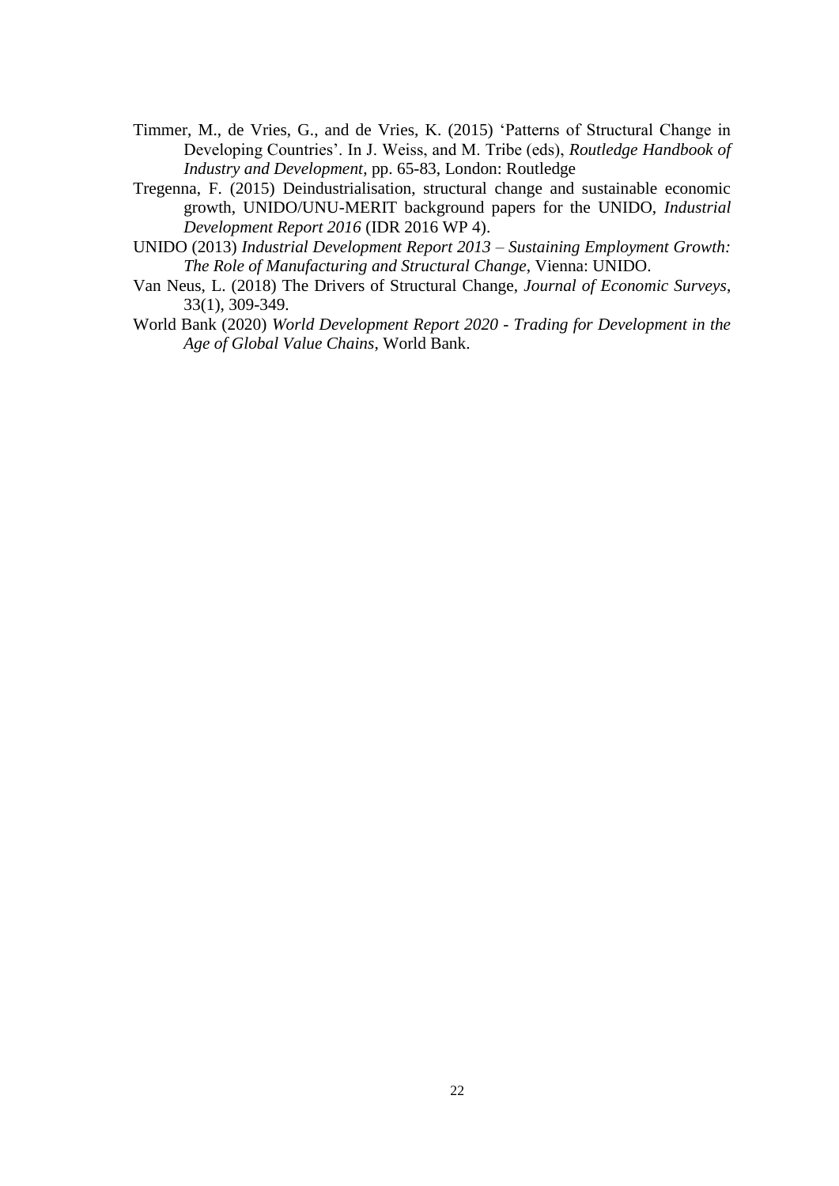Timmer, M., de Vries, G., and de Vries, K. (2015) 'Patterns of Structural Change in Developing Countries'. In J. Weiss, and M. Tribe (eds), *Routledge Handbook of Industry and Development*, pp. 65-83, London: Routledge

Tregenna, F. (2015) Deindustrialisation, structural change and sustainable economic growth, UNIDO/UNU-MERIT background papers for the UNIDO, *Industrial Development Report 2016* (IDR 2016 WP 4).

UNIDO (2013) *Industrial Development Report 2013 – Sustaining Employment Growth: The Role of Manufacturing and Structural Change*, Vienna: UNIDO.

Van Neus, L. (2018) The Drivers of Structural Change, *Journal of Economic Surveys*, 33(1), 309-349.

World Bank (2020) *World Development Report 2020 - Trading for Development in the Age of Global Value Chains*, World Bank.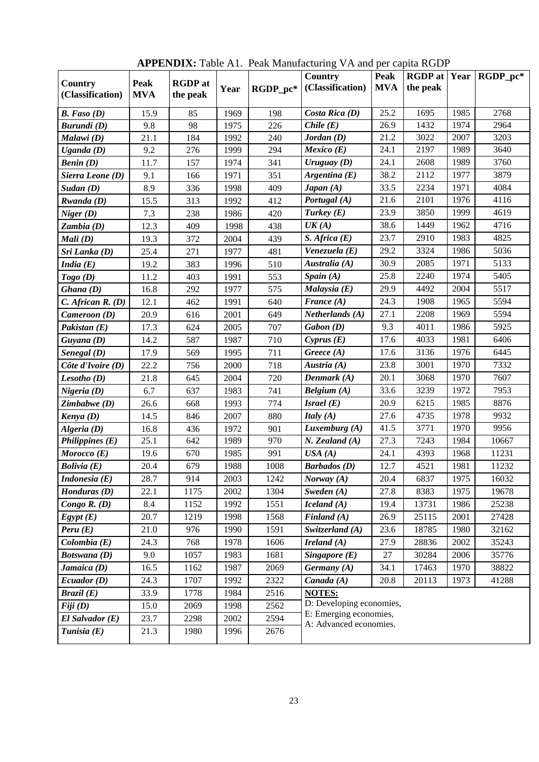**APPENDIX:** Table A1. Peak Manufacturing VA and per capita RGDP

| Country (Classification) | Peak MVA | RGDP at the peak | Year | RGDP_pc* | Country (Classification) | Peak MVA | RGDP at the peak | Year | RGDP_pc* |
|---|---|---|---|---|---|---|---|---|---|
| ***B. Faso (D)*** | 15.9 | 85 | 1969 | 198 | ***Costa Rica (D)*** | 25.2 | 1695 | 1985 | 2768 |
| ***Burundi (D)*** | 9.8 | 98 | 1975 | 226 | ***Chile (E)*** | 26.9 | 1432 | 1974 | 2964 |
| ***Malawi (D)*** | 21.1 | 184 | 1992 | 240 | ***Jordan (D)*** | 21.2 | 3022 | 2007 | 3203 |
| ***Uganda (D)*** | 9.2 | 276 | 1999 | 294 | ***Mexico (E)*** | 24.1 | 2197 | 1989 | 3640 |
| ***Benin (D)*** | 11.7 | 157 | 1974 | 341 | ***Uruguay (D)*** | 24.1 | 2608 | 1989 | 3760 |
| ***Sierra Leone (D)*** | 9.1 | 166 | 1971 | 351 | ***Argentina (E)*** | 38.2 | 2112 | 1977 | 3879 |
| ***Sudan (D)*** | 8.9 | 336 | 1998 | 409 | ***Japan (A)*** | 33.5 | 2234 | 1971 | 4084 |
| ***Rwanda (D)*** | 15.5 | 313 | 1992 | 412 | ***Portugal (A)*** | 21.6 | 2101 | 1976 | 4116 |
| ***Niger (D)*** | 7.3 | 238 | 1986 | 420 | ***Turkey (E)*** | 23.9 | 3850 | 1999 | 4619 |
| ***Zambia (D)*** | 12.3 | 409 | 1998 | 438 | ***UK (A)*** | 38.6 | 1449 | 1962 | 4716 |
| ***Mali (D)*** | 19.3 | 372 | 2004 | 439 | ***S. Africa (E)*** | 23.7 | 2910 | 1983 | 4825 |
| ***Sri Lanka (D)*** | 25.4 | 271 | 1977 | 481 | ***Venezuela (E)*** | 29.2 | 3324 | 1986 | 5036 |
| ***India (E)*** | 19.2 | 383 | 1996 | 510 | ***Australia (A)*** | 30.9 | 2085 | 1971 | 5133 |
| ***Togo (D)*** | 11.2 | 403 | 1991 | 553 | ***Spain (A)*** | 25.8 | 2240 | 1974 | 5405 |
| ***Ghana (D)*** | 16.8 | 292 | 1977 | 575 | ***Malaysia (E)*** | 29.9 | 4492 | 2004 | 5517 |
| ***C. African R. (D)*** | 12.1 | 462 | 1991 | 640 | ***France (A)*** | 24.3 | 1908 | 1965 | 5594 |
| ***Cameroon (D)*** | 20.9 | 616 | 2001 | 649 | ***Netherlands (A)*** | 27.1 | 2208 | 1969 | 5594 |
| ***Pakistan (E)*** | 17.3 | 624 | 2005 | 707 | ***Gabon (D)*** | 9.3 | 4011 | 1986 | 5925 |
| ***Guyana (D)*** | 14.2 | 587 | 1987 | 710 | ***Cyprus (E)*** | 17.6 | 4033 | 1981 | 6406 |
| ***Senegal (D)*** | 17.9 | 569 | 1995 | 711 | ***Greece (A)*** | 17.6 | 3136 | 1976 | 6445 |
| ***Côte d'Ivoire (D)*** | 22.2 | 756 | 2000 | 718 | ***Austria (A)*** | 23.8 | 3001 | 1970 | 7332 |
| ***Lesotho (D)*** | 21.8 | 645 | 2004 | 720 | ***Denmark (A)*** | 20.1 | 3068 | 1970 | 7607 |
| ***Nigeria (D)*** | 6.7 | 637 | 1983 | 741 | ***Belgium (A)*** | 33.6 | 3239 | 1972 | 7953 |
| ***Zimbabwe (D)*** | 26.6 | 668 | 1993 | 774 | ***Israel (E)*** | 20.9 | 6215 | 1985 | 8876 |
| ***Kenya (D)*** | 14.5 | 846 | 2007 | 880 | ***Italy (A)*** | 27.6 | 4735 | 1978 | 9932 |
| ***Algeria (D)*** | 16.8 | 436 | 1972 | 901 | ***Luxemburg (A)*** | 41.5 | 3771 | 1970 | 9956 |
| ***Philippines (E)*** | 25.1 | 642 | 1989 | 970 | ***N. Zealand (A)*** | 27.3 | 7243 | 1984 | 10667 |
| ***Morocco (E)*** | 19.6 | 670 | 1985 | 991 | ***USA (A)*** | 24.1 | 4393 | 1968 | 11231 |
| ***Bolivia (E)*** | 20.4 | 679 | 1988 | 1008 | ***Barbados (D)*** | 12.7 | 4521 | 1981 | 11232 |
| ***Indonesia (E)*** | 28.7 | 914 | 2003 | 1242 | ***Norway (A)*** | 20.4 | 6837 | 1975 | 16032 |
| ***Honduras (D)*** | 22.1 | 1175 | 2002 | 1304 | ***Sweden (A)*** | 27.8 | 8383 | 1975 | 19678 |
| ***Congo R. (D)*** | 8.4 | 1152 | 1992 | 1551 | ***Iceland (A)*** | 19.4 | 13731 | 1986 | 25238 |
| ***Egypt (E)*** | 20.7 | 1219 | 1998 | 1568 | ***Finland (A)*** | 26.9 | 25115 | 2001 | 27428 |
| ***Peru (E)*** | 21.0 | 976 | 1990 | 1591 | ***Switzerland (A)*** | 23.6 | 18785 | 1980 | 32162 |
| ***Colombia (E)*** | 24.3 | 768 | 1978 | 1606 | ***Ireland (A)*** | 27.9 | 28836 | 2002 | 35243 |
| ***Botswana (D)*** | 9.0 | 1057 | 1983 | 1681 | ***Singapore (E)*** | 27 | 30284 | 2006 | 35776 |
| ***Jamaica (D)*** | 16.5 | 1162 | 1987 | 2069 | ***Germany (A)*** | 34.1 | 17463 | 1970 | 38822 |
| ***Ecuador (D)*** | 24.3 | 1707 | 1992 | 2322 | ***Canada (A)*** | 20.8 | 20113 | 1973 | 41288 |
| ***Brazil (E)*** | 33.9 | 1778 | 1984 | 2516 | **NOTES:** | | | | |
| ***Fiji (D)*** | 15.0 | 2069 | 1998 | 2562 | D: Developing economies, | | | | |
| ***El Salvador (E)*** | 23.7 | 2298 | 2002 | 2594 | E: Emerging economies, | | | | |
| ***Tunisia (E)*** | 21.3 | 1980 | 1996 | 2676 | A: Advanced economies. | | | | |